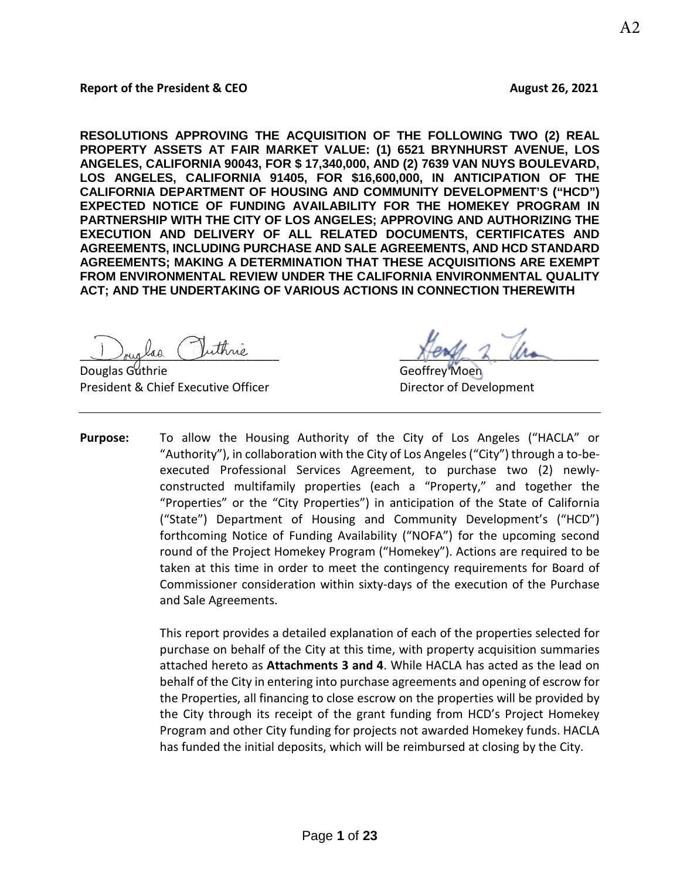**Report of the President & CEO** **August 26, 2021**

**RESOLUTIONS APPROVING THE ACQUISITION OF THE FOLLOWING TWO (2) REAL PROPERTY ASSETS AT FAIR MARKET VALUE: (1) 6521 BRYNHURST AVENUE, LOS ANGELES, CALIFORNIA 90043, FOR $ 17,340,000, AND (2) 7639 VAN NUYS BOULEVARD, LOS ANGELES, CALIFORNIA 91405, FOR $16,600,000, IN ANTICIPATION OF THE CALIFORNIA DEPARTMENT OF HOUSING AND COMMUNITY DEVELOPMENT'S ("HCD") EXPECTED NOTICE OF FUNDING AVAILABILITY FOR THE HOMEKEY PROGRAM IN PARTNERSHIP WITH THE CITY OF LOS ANGELES; APPROVING AND AUTHORIZING THE EXECUTION AND DELIVERY OF ALL RELATED DOCUMENTS, CERTIFICATES AND AGREEMENTS, INCLUDING PURCHASE AND SALE AGREEMENTS, AND HCD STANDARD AGREEMENTS; MAKING A DETERMINATION THAT THESE ACQUISITIONS ARE EXEMPT FROM ENVIRONMENTAL REVIEW UNDER THE CALIFORNIA ENVIRONMENTAL QUALITY ACT; AND THE UNDERTAKING OF VARIOUS ACTIONS IN CONNECTION THEREWITH**

Douglas Guthrie
President & Chief Executive Officer

Geoffrey Moen
Director of Development

---

**Purpose:** To allow the Housing Authority of the City of Los Angeles ("HACLA" or "Authority"), in collaboration with the City of Los Angeles ("City") through a to-be-executed Professional Services Agreement, to purchase two (2) newly-constructed multifamily properties (each a "Property," and together the "Properties" or the "City Properties") in anticipation of the State of California ("State") Department of Housing and Community Development's ("HCD") forthcoming Notice of Funding Availability ("NOFA") for the upcoming second round of the Project Homekey Program ("Homekey"). Actions are required to be taken at this time in order to meet the contingency requirements for Board of Commissioner consideration within sixty-days of the execution of the Purchase and Sale Agreements.

This report provides a detailed explanation of each of the properties selected for purchase on behalf of the City at this time, with property acquisition summaries attached hereto as **Attachments 3 and 4**. While HACLA has acted as the lead on behalf of the City in entering into purchase agreements and opening of escrow for the Properties, all financing to close escrow on the properties will be provided by the City through its receipt of the grant funding from HCD's Project Homekey Program and other City funding for projects not awarded Homekey funds. HACLA has funded the initial deposits, which will be reimbursed at closing by the City.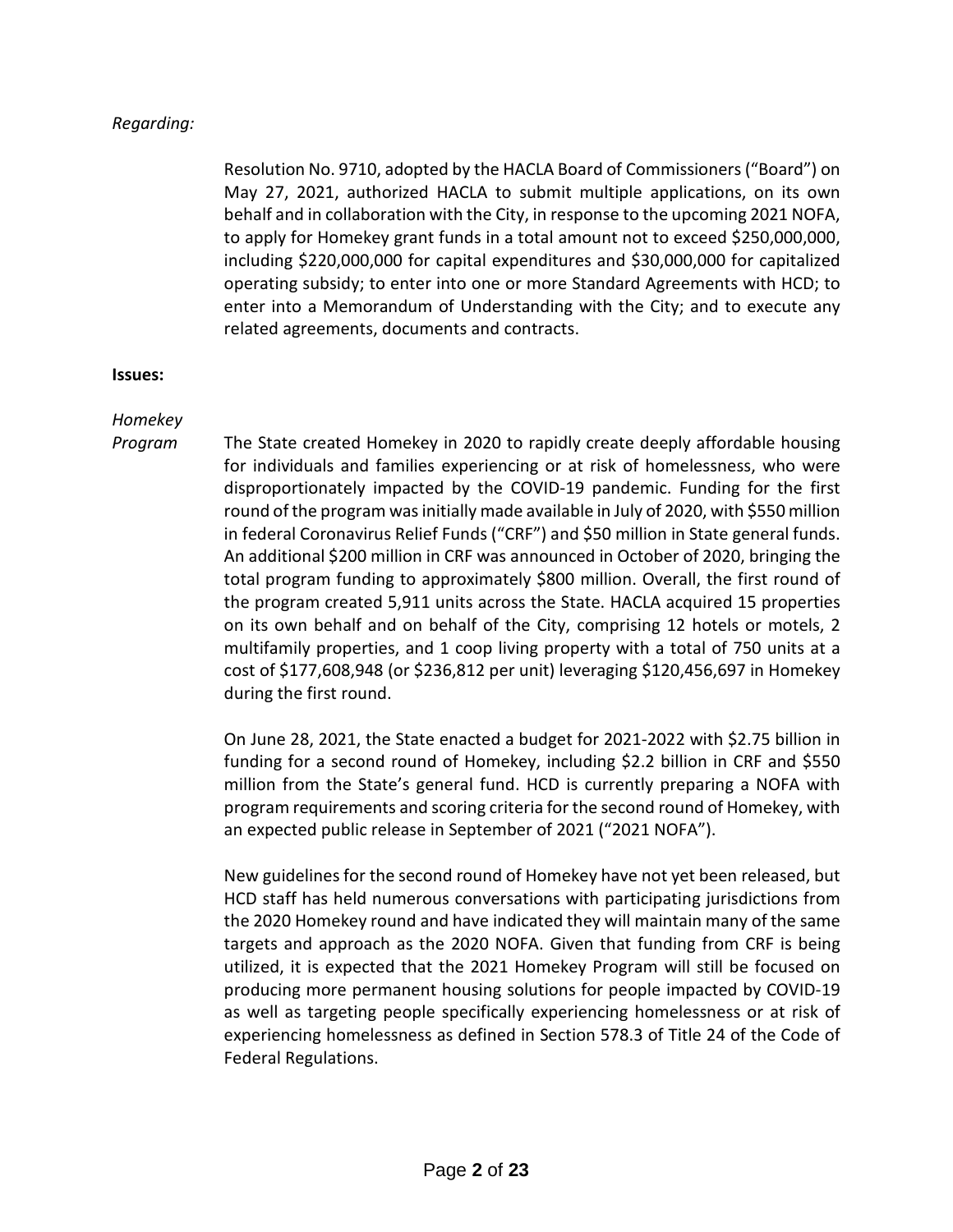*Regarding:*

Resolution No. 9710, adopted by the HACLA Board of Commissioners ("Board") on May 27, 2021, authorized HACLA to submit multiple applications, on its own behalf and in collaboration with the City, in response to the upcoming 2021 NOFA, to apply for Homekey grant funds in a total amount not to exceed $250,000,000, including $220,000,000 for capital expenditures and $30,000,000 for capitalized operating subsidy; to enter into one or more Standard Agreements with HCD; to enter into a Memorandum of Understanding with the City; and to execute any related agreements, documents and contracts.

**Issues:**

*Homekey Program*

The State created Homekey in 2020 to rapidly create deeply affordable housing for individuals and families experiencing or at risk of homelessness, who were disproportionately impacted by the COVID-19 pandemic. Funding for the first round of the program was initially made available in July of 2020, with $550 million in federal Coronavirus Relief Funds ("CRF") and $50 million in State general funds. An additional $200 million in CRF was announced in October of 2020, bringing the total program funding to approximately $800 million. Overall, the first round of the program created 5,911 units across the State. HACLA acquired 15 properties on its own behalf and on behalf of the City, comprising 12 hotels or motels, 2 multifamily properties, and 1 coop living property with a total of 750 units at a cost of $177,608,948 (or $236,812 per unit) leveraging $120,456,697 in Homekey during the first round.

On June 28, 2021, the State enacted a budget for 2021-2022 with $2.75 billion in funding for a second round of Homekey, including $2.2 billion in CRF and $550 million from the State's general fund. HCD is currently preparing a NOFA with program requirements and scoring criteria for the second round of Homekey, with an expected public release in September of 2021 ("2021 NOFA").

New guidelines for the second round of Homekey have not yet been released, but HCD staff has held numerous conversations with participating jurisdictions from the 2020 Homekey round and have indicated they will maintain many of the same targets and approach as the 2020 NOFA. Given that funding from CRF is being utilized, it is expected that the 2021 Homekey Program will still be focused on producing more permanent housing solutions for people impacted by COVID-19 as well as targeting people specifically experiencing homelessness or at risk of experiencing homelessness as defined in Section 578.3 of Title 24 of the Code of Federal Regulations.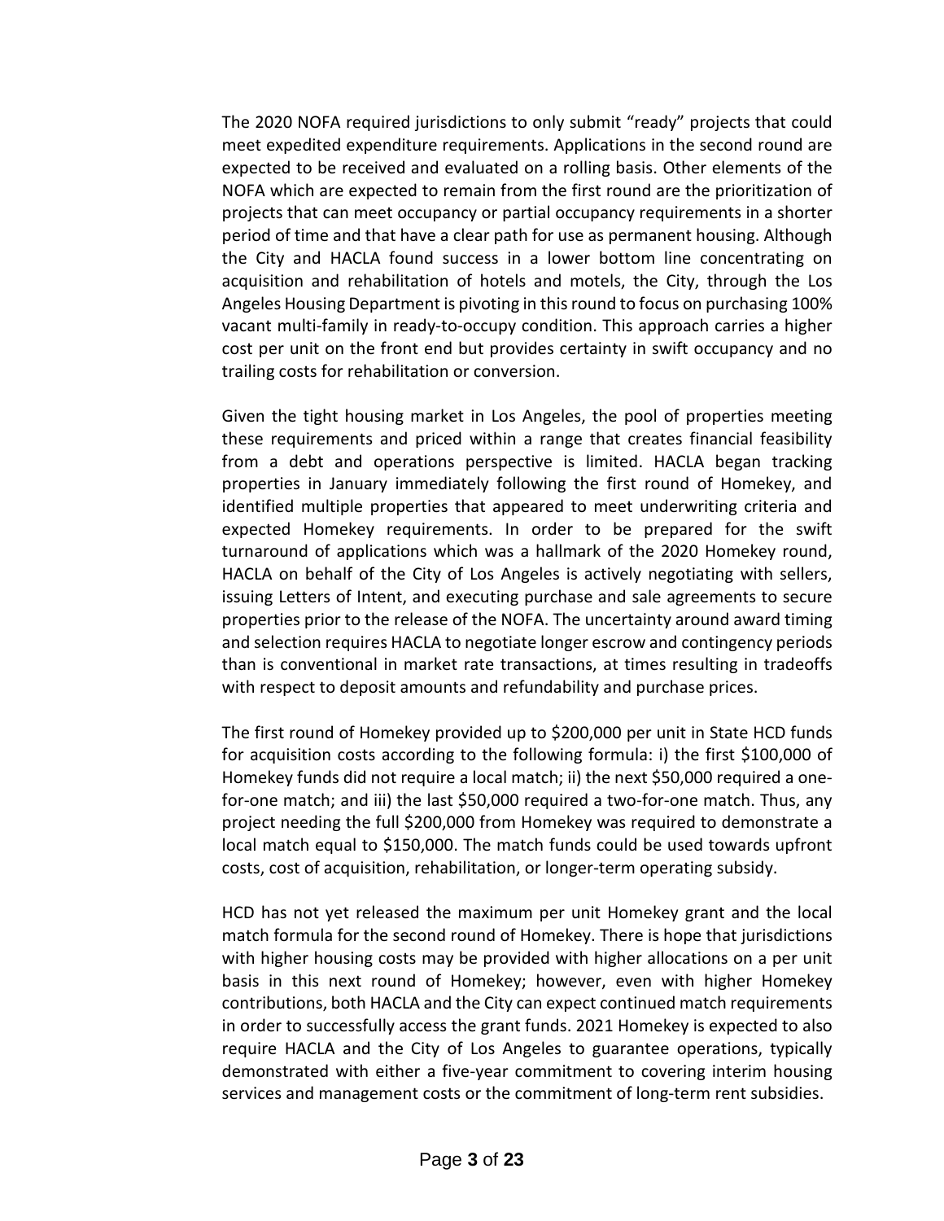The 2020 NOFA required jurisdictions to only submit "ready" projects that could meet expedited expenditure requirements. Applications in the second round are expected to be received and evaluated on a rolling basis. Other elements of the NOFA which are expected to remain from the first round are the prioritization of projects that can meet occupancy or partial occupancy requirements in a shorter period of time and that have a clear path for use as permanent housing. Although the City and HACLA found success in a lower bottom line concentrating on acquisition and rehabilitation of hotels and motels, the City, through the Los Angeles Housing Department is pivoting in this round to focus on purchasing 100% vacant multi-family in ready-to-occupy condition. This approach carries a higher cost per unit on the front end but provides certainty in swift occupancy and no trailing costs for rehabilitation or conversion.

Given the tight housing market in Los Angeles, the pool of properties meeting these requirements and priced within a range that creates financial feasibility from a debt and operations perspective is limited. HACLA began tracking properties in January immediately following the first round of Homekey, and identified multiple properties that appeared to meet underwriting criteria and expected Homekey requirements. In order to be prepared for the swift turnaround of applications which was a hallmark of the 2020 Homekey round, HACLA on behalf of the City of Los Angeles is actively negotiating with sellers, issuing Letters of Intent, and executing purchase and sale agreements to secure properties prior to the release of the NOFA. The uncertainty around award timing and selection requires HACLA to negotiate longer escrow and contingency periods than is conventional in market rate transactions, at times resulting in tradeoffs with respect to deposit amounts and refundability and purchase prices.

The first round of Homekey provided up to $200,000 per unit in State HCD funds for acquisition costs according to the following formula: i) the first $100,000 of Homekey funds did not require a local match; ii) the next $50,000 required a one-for-one match; and iii) the last $50,000 required a two-for-one match. Thus, any project needing the full $200,000 from Homekey was required to demonstrate a local match equal to $150,000. The match funds could be used towards upfront costs, cost of acquisition, rehabilitation, or longer-term operating subsidy.

HCD has not yet released the maximum per unit Homekey grant and the local match formula for the second round of Homekey. There is hope that jurisdictions with higher housing costs may be provided with higher allocations on a per unit basis in this next round of Homekey; however, even with higher Homekey contributions, both HACLA and the City can expect continued match requirements in order to successfully access the grant funds. 2021 Homekey is expected to also require HACLA and the City of Los Angeles to guarantee operations, typically demonstrated with either a five-year commitment to covering interim housing services and management costs or the commitment of long-term rent subsidies.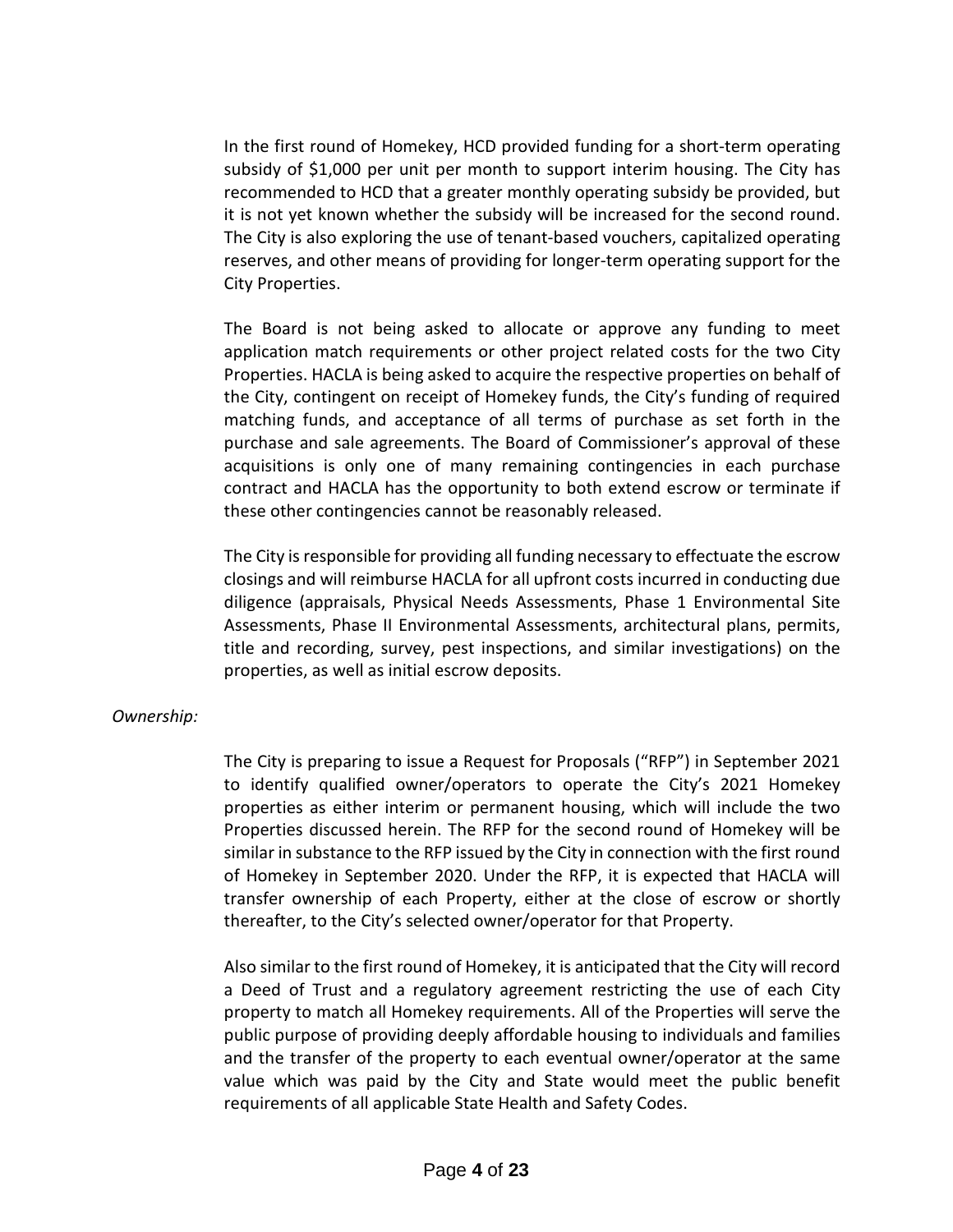In the first round of Homekey, HCD provided funding for a short-term operating subsidy of $1,000 per unit per month to support interim housing. The City has recommended to HCD that a greater monthly operating subsidy be provided, but it is not yet known whether the subsidy will be increased for the second round. The City is also exploring the use of tenant-based vouchers, capitalized operating reserves, and other means of providing for longer-term operating support for the City Properties.

The Board is not being asked to allocate or approve any funding to meet application match requirements or other project related costs for the two City Properties. HACLA is being asked to acquire the respective properties on behalf of the City, contingent on receipt of Homekey funds, the City's funding of required matching funds, and acceptance of all terms of purchase as set forth in the purchase and sale agreements. The Board of Commissioner's approval of these acquisitions is only one of many remaining contingencies in each purchase contract and HACLA has the opportunity to both extend escrow or terminate if these other contingencies cannot be reasonably released.

The City is responsible for providing all funding necessary to effectuate the escrow closings and will reimburse HACLA for all upfront costs incurred in conducting due diligence (appraisals, Physical Needs Assessments, Phase 1 Environmental Site Assessments, Phase II Environmental Assessments, architectural plans, permits, title and recording, survey, pest inspections, and similar investigations) on the properties, as well as initial escrow deposits.

*Ownership:*

The City is preparing to issue a Request for Proposals ("RFP") in September 2021 to identify qualified owner/operators to operate the City's 2021 Homekey properties as either interim or permanent housing, which will include the two Properties discussed herein. The RFP for the second round of Homekey will be similar in substance to the RFP issued by the City in connection with the first round of Homekey in September 2020. Under the RFP, it is expected that HACLA will transfer ownership of each Property, either at the close of escrow or shortly thereafter, to the City's selected owner/operator for that Property.

Also similar to the first round of Homekey, it is anticipated that the City will record a Deed of Trust and a regulatory agreement restricting the use of each City property to match all Homekey requirements. All of the Properties will serve the public purpose of providing deeply affordable housing to individuals and families and the transfer of the property to each eventual owner/operator at the same value which was paid by the City and State would meet the public benefit requirements of all applicable State Health and Safety Codes.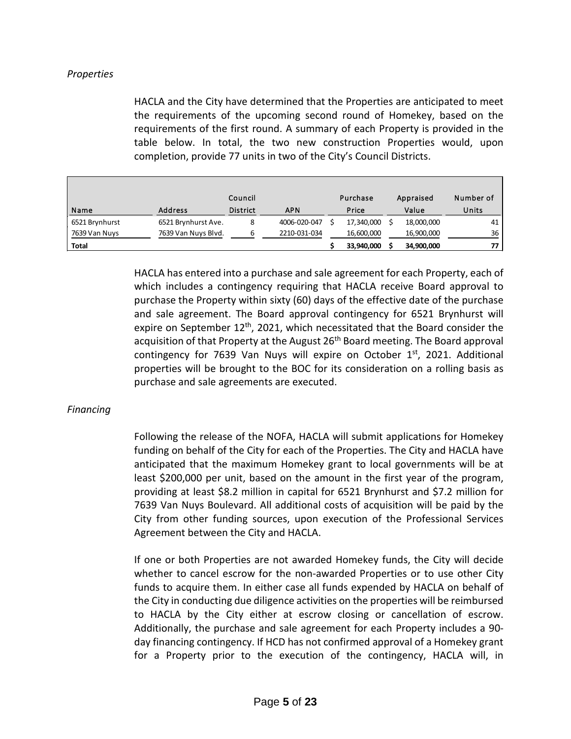*Properties*

HACLA and the City have determined that the Properties are anticipated to meet the requirements of the upcoming second round of Homekey, based on the requirements of the first round. A summary of each Property is provided in the table below. In total, the two new construction Properties would, upon completion, provide 77 units in two of the City's Council Districts.

| Name | Address | Council District | APN | Purchase Price | Appraised Value | Number of Units |
|---|---|---|---|---|---|---|
| 6521 Brynhurst | 6521 Brynhurst Ave. | 8 | 4006-020-047 | $ 17,340,000 | $ 18,000,000 | 41 |
| 7639 Van Nuys | 7639 Van Nuys Blvd. | 6 | 2210-031-034 | 16,600,000 | 16,900,000 | 36 |
| **Total** | | | | **$ 33,940,000** | **$ 34,900,000** | **77** |

HACLA has entered into a purchase and sale agreement for each Property, each of which includes a contingency requiring that HACLA receive Board approval to purchase the Property within sixty (60) days of the effective date of the purchase and sale agreement. The Board approval contingency for 6521 Brynhurst will expire on September 12th, 2021, which necessitated that the Board consider the acquisition of that Property at the August 26th Board meeting. The Board approval contingency for 7639 Van Nuys will expire on October 1st, 2021. Additional properties will be brought to the BOC for its consideration on a rolling basis as purchase and sale agreements are executed.

*Financing*

Following the release of the NOFA, HACLA will submit applications for Homekey funding on behalf of the City for each of the Properties. The City and HACLA have anticipated that the maximum Homekey grant to local governments will be at least $200,000 per unit, based on the amount in the first year of the program, providing at least $8.2 million in capital for 6521 Brynhurst and $7.2 million for 7639 Van Nuys Boulevard. All additional costs of acquisition will be paid by the City from other funding sources, upon execution of the Professional Services Agreement between the City and HACLA.

If one or both Properties are not awarded Homekey funds, the City will decide whether to cancel escrow for the non-awarded Properties or to use other City funds to acquire them. In either case all funds expended by HACLA on behalf of the City in conducting due diligence activities on the properties will be reimbursed to HACLA by the City either at escrow closing or cancellation of escrow. Additionally, the purchase and sale agreement for each Property includes a 90-day financing contingency. If HCD has not confirmed approval of a Homekey grant for a Property prior to the execution of the contingency, HACLA will, in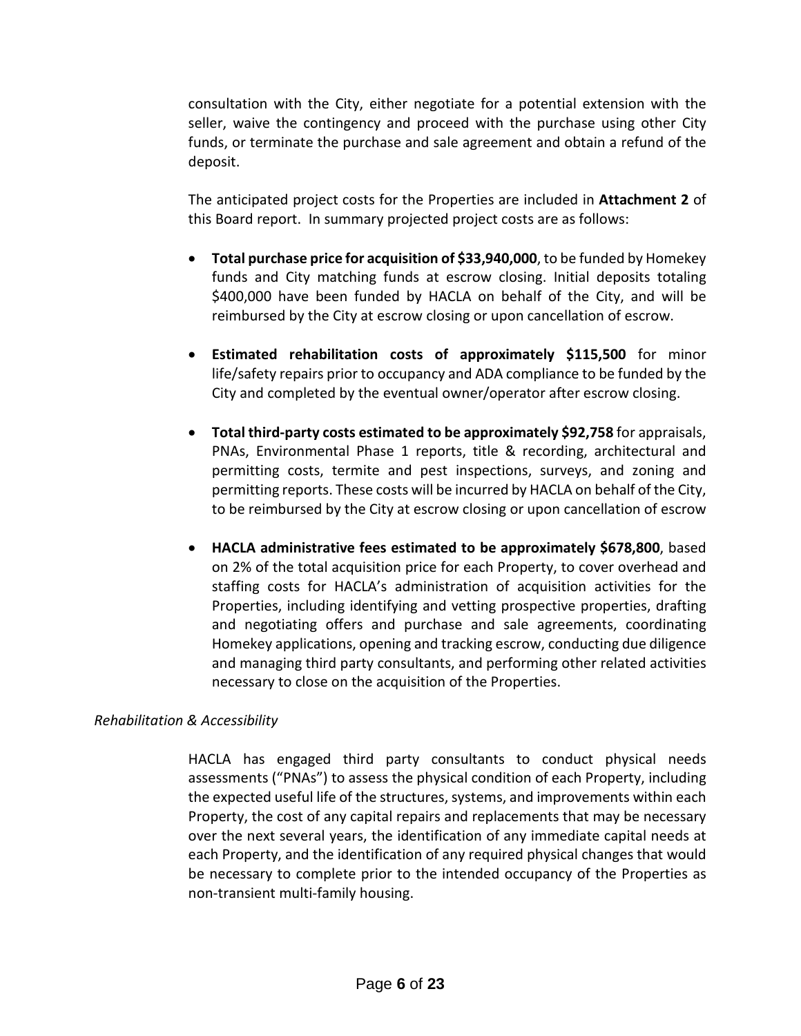consultation with the City, either negotiate for a potential extension with the seller, waive the contingency and proceed with the purchase using other City funds, or terminate the purchase and sale agreement and obtain a refund of the deposit.

The anticipated project costs for the Properties are included in **Attachment 2** of this Board report. In summary projected project costs are as follows:

- **Total purchase price for acquisition of $33,940,000**, to be funded by Homekey funds and City matching funds at escrow closing. Initial deposits totaling $400,000 have been funded by HACLA on behalf of the City, and will be reimbursed by the City at escrow closing or upon cancellation of escrow.
- **Estimated rehabilitation costs of approximately $115,500** for minor life/safety repairs prior to occupancy and ADA compliance to be funded by the City and completed by the eventual owner/operator after escrow closing.
- **Total third-party costs estimated to be approximately $92,758** for appraisals, PNAs, Environmental Phase 1 reports, title & recording, architectural and permitting costs, termite and pest inspections, surveys, and zoning and permitting reports. These costs will be incurred by HACLA on behalf of the City, to be reimbursed by the City at escrow closing or upon cancellation of escrow
- **HACLA administrative fees estimated to be approximately $678,800**, based on 2% of the total acquisition price for each Property, to cover overhead and staffing costs for HACLA's administration of acquisition activities for the Properties, including identifying and vetting prospective properties, drafting and negotiating offers and purchase and sale agreements, coordinating Homekey applications, opening and tracking escrow, conducting due diligence and managing third party consultants, and performing other related activities necessary to close on the acquisition of the Properties.

*Rehabilitation & Accessibility*

HACLA has engaged third party consultants to conduct physical needs assessments ("PNAs") to assess the physical condition of each Property, including the expected useful life of the structures, systems, and improvements within each Property, the cost of any capital repairs and replacements that may be necessary over the next several years, the identification of any immediate capital needs at each Property, and the identification of any required physical changes that would be necessary to complete prior to the intended occupancy of the Properties as non-transient multi-family housing.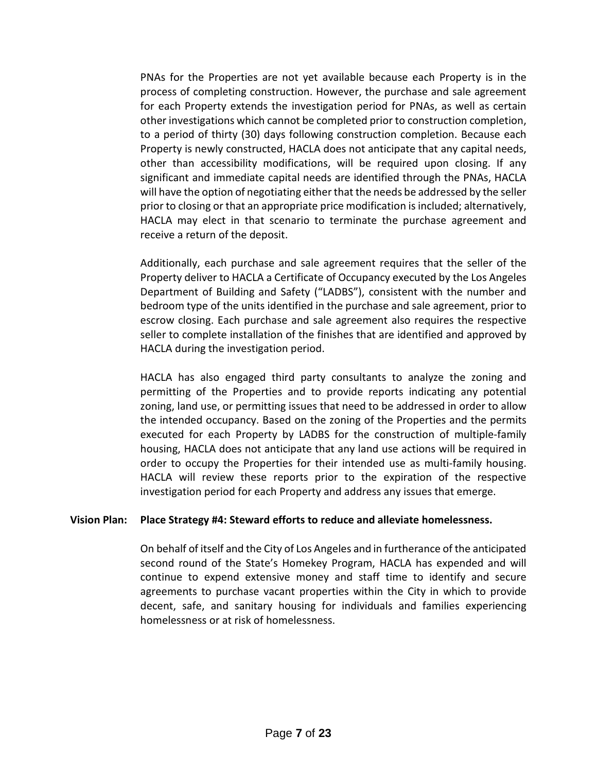PNAs for the Properties are not yet available because each Property is in the process of completing construction. However, the purchase and sale agreement for each Property extends the investigation period for PNAs, as well as certain other investigations which cannot be completed prior to construction completion, to a period of thirty (30) days following construction completion. Because each Property is newly constructed, HACLA does not anticipate that any capital needs, other than accessibility modifications, will be required upon closing. If any significant and immediate capital needs are identified through the PNAs, HACLA will have the option of negotiating either that the needs be addressed by the seller prior to closing or that an appropriate price modification is included; alternatively, HACLA may elect in that scenario to terminate the purchase agreement and receive a return of the deposit.

Additionally, each purchase and sale agreement requires that the seller of the Property deliver to HACLA a Certificate of Occupancy executed by the Los Angeles Department of Building and Safety ("LADBS"), consistent with the number and bedroom type of the units identified in the purchase and sale agreement, prior to escrow closing. Each purchase and sale agreement also requires the respective seller to complete installation of the finishes that are identified and approved by HACLA during the investigation period.

HACLA has also engaged third party consultants to analyze the zoning and permitting of the Properties and to provide reports indicating any potential zoning, land use, or permitting issues that need to be addressed in order to allow the intended occupancy. Based on the zoning of the Properties and the permits executed for each Property by LADBS for the construction of multiple-family housing, HACLA does not anticipate that any land use actions will be required in order to occupy the Properties for their intended use as multi-family housing. HACLA will review these reports prior to the expiration of the respective investigation period for each Property and address any issues that emerge.

**Vision Plan: Place Strategy #4: Steward efforts to reduce and alleviate homelessness.**

On behalf of itself and the City of Los Angeles and in furtherance of the anticipated second round of the State's Homekey Program, HACLA has expended and will continue to expend extensive money and staff time to identify and secure agreements to purchase vacant properties within the City in which to provide decent, safe, and sanitary housing for individuals and families experiencing homelessness or at risk of homelessness.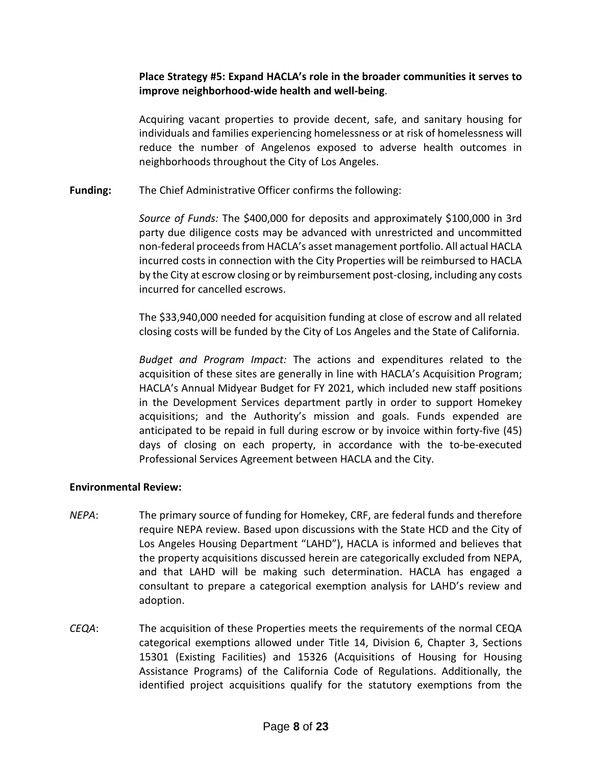**Place Strategy #5: Expand HACLA's role in the broader communities it serves to improve neighborhood-wide health and well-being**.

Acquiring vacant properties to provide decent, safe, and sanitary housing for individuals and families experiencing homelessness or at risk of homelessness will reduce the number of Angelenos exposed to adverse health outcomes in neighborhoods throughout the City of Los Angeles.

**Funding:** The Chief Administrative Officer confirms the following:

*Source of Funds:* The $400,000 for deposits and approximately $100,000 in 3rd party due diligence costs may be advanced with unrestricted and uncommitted non-federal proceeds from HACLA's asset management portfolio. All actual HACLA incurred costs in connection with the City Properties will be reimbursed to HACLA by the City at escrow closing or by reimbursement post-closing, including any costs incurred for cancelled escrows.

The $33,940,000 needed for acquisition funding at close of escrow and all related closing costs will be funded by the City of Los Angeles and the State of California.

*Budget and Program Impact:* The actions and expenditures related to the acquisition of these sites are generally in line with HACLA's Acquisition Program; HACLA's Annual Midyear Budget for FY 2021, which included new staff positions in the Development Services department partly in order to support Homekey acquisitions; and the Authority's mission and goals. Funds expended are anticipated to be repaid in full during escrow or by invoice within forty-five (45) days of closing on each property, in accordance with the to-be-executed Professional Services Agreement between HACLA and the City.

**Environmental Review:**

*NEPA*: The primary source of funding for Homekey, CRF, are federal funds and therefore require NEPA review. Based upon discussions with the State HCD and the City of Los Angeles Housing Department "LAHD"), HACLA is informed and believes that the property acquisitions discussed herein are categorically excluded from NEPA, and that LAHD will be making such determination. HACLA has engaged a consultant to prepare a categorical exemption analysis for LAHD's review and adoption.

*CEQA*: The acquisition of these Properties meets the requirements of the normal CEQA categorical exemptions allowed under Title 14, Division 6, Chapter 3, Sections 15301 (Existing Facilities) and 15326 (Acquisitions of Housing for Housing Assistance Programs) of the California Code of Regulations. Additionally, the identified project acquisitions qualify for the statutory exemptions from the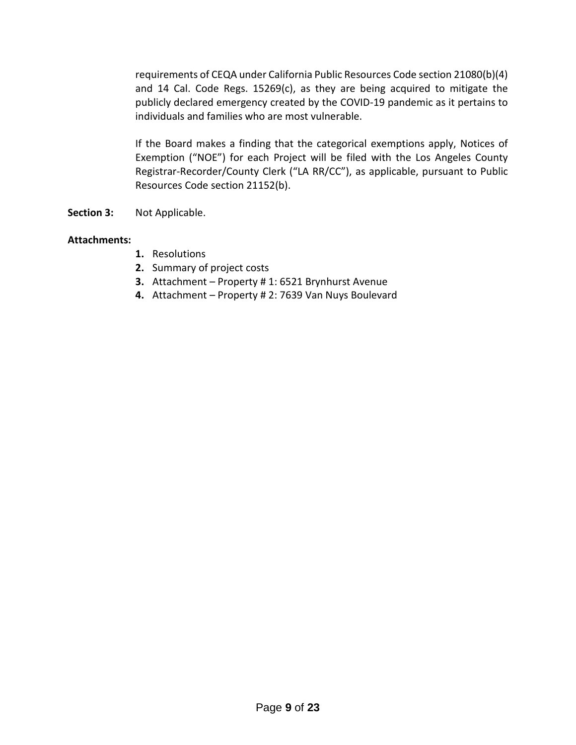requirements of CEQA under California Public Resources Code section 21080(b)(4) and 14 Cal. Code Regs. 15269(c), as they are being acquired to mitigate the publicly declared emergency created by the COVID-19 pandemic as it pertains to individuals and families who are most vulnerable.

If the Board makes a finding that the categorical exemptions apply, Notices of Exemption ("NOE") for each Project will be filed with the Los Angeles County Registrar-Recorder/County Clerk ("LA RR/CC"), as applicable, pursuant to Public Resources Code section 21152(b).

**Section 3:** Not Applicable.

**Attachments:**

1. Resolutions
2. Summary of project costs
3. Attachment – Property # 1: 6521 Brynhurst Avenue
4. Attachment – Property # 2: 7639 Van Nuys Boulevard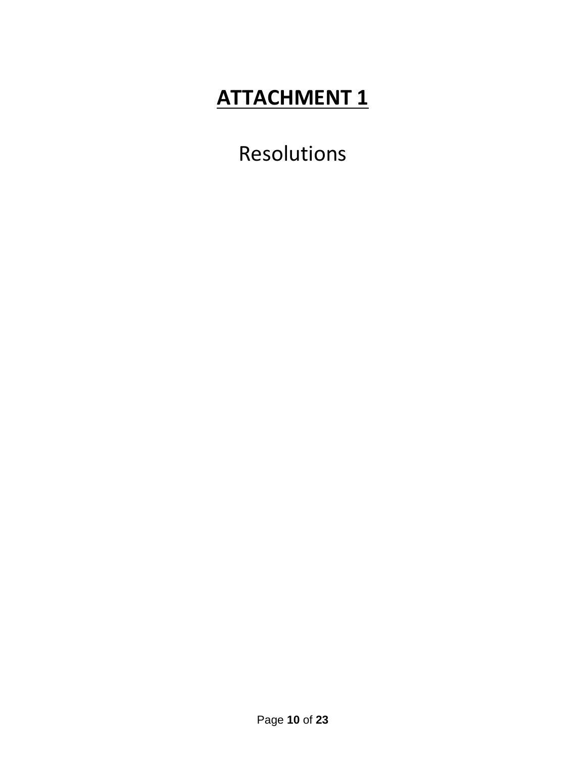# **ATTACHMENT 1**

Resolutions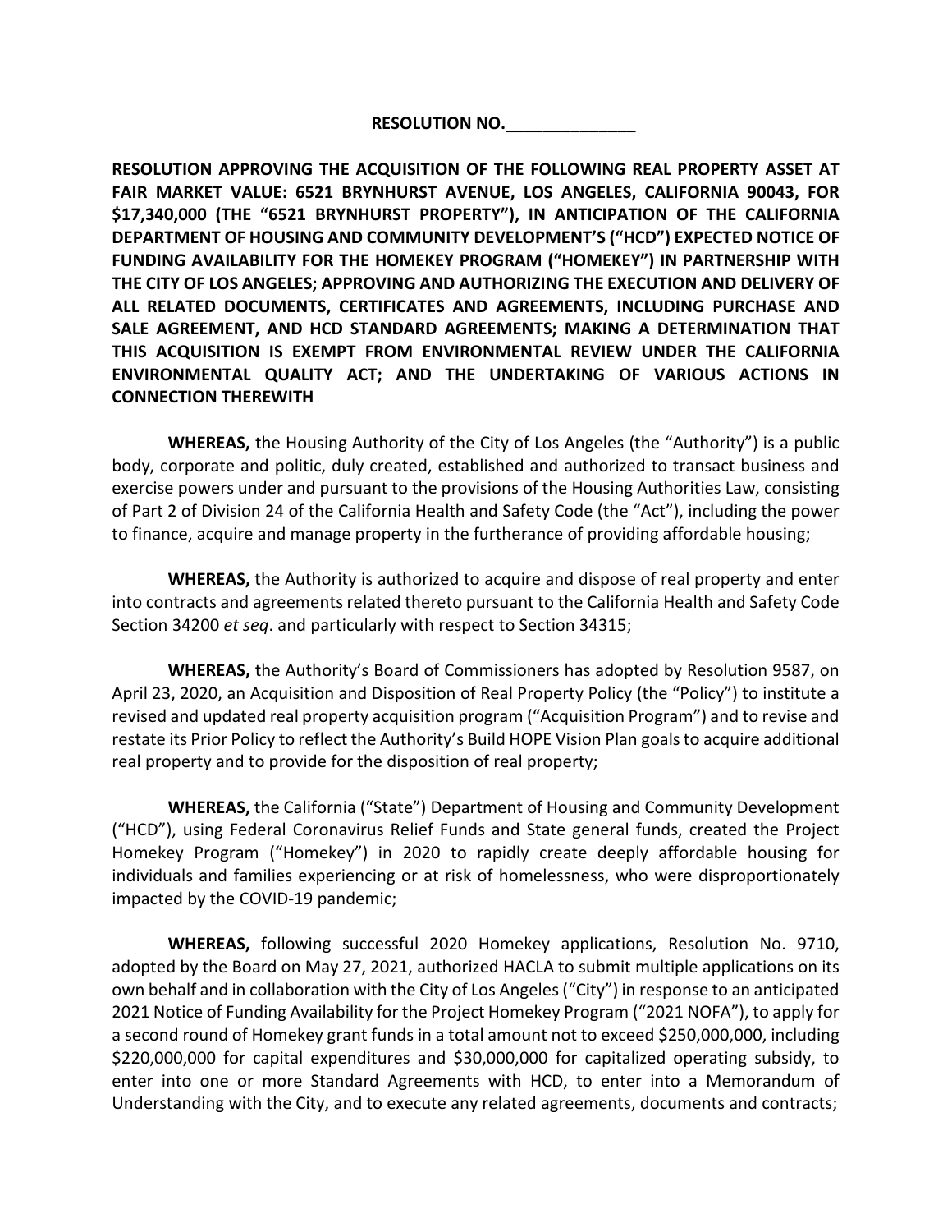**RESOLUTION NO.______________**

**RESOLUTION APPROVING THE ACQUISITION OF THE FOLLOWING REAL PROPERTY ASSET AT FAIR MARKET VALUE: 6521 BRYNHURST AVENUE, LOS ANGELES, CALIFORNIA 90043, FOR $17,340,000 (THE "6521 BRYNHURST PROPERTY"), IN ANTICIPATION OF THE CALIFORNIA DEPARTMENT OF HOUSING AND COMMUNITY DEVELOPMENT'S ("HCD") EXPECTED NOTICE OF FUNDING AVAILABILITY FOR THE HOMEKEY PROGRAM ("HOMEKEY") IN PARTNERSHIP WITH THE CITY OF LOS ANGELES; APPROVING AND AUTHORIZING THE EXECUTION AND DELIVERY OF ALL RELATED DOCUMENTS, CERTIFICATES AND AGREEMENTS, INCLUDING PURCHASE AND SALE AGREEMENT, AND HCD STANDARD AGREEMENTS; MAKING A DETERMINATION THAT THIS ACQUISITION IS EXEMPT FROM ENVIRONMENTAL REVIEW UNDER THE CALIFORNIA ENVIRONMENTAL QUALITY ACT; AND THE UNDERTAKING OF VARIOUS ACTIONS IN CONNECTION THEREWITH**

**WHEREAS,** the Housing Authority of the City of Los Angeles (the "Authority") is a public body, corporate and politic, duly created, established and authorized to transact business and exercise powers under and pursuant to the provisions of the Housing Authorities Law, consisting of Part 2 of Division 24 of the California Health and Safety Code (the "Act"), including the power to finance, acquire and manage property in the furtherance of providing affordable housing;

**WHEREAS,** the Authority is authorized to acquire and dispose of real property and enter into contracts and agreements related thereto pursuant to the California Health and Safety Code Section 34200 *et seq*. and particularly with respect to Section 34315;

**WHEREAS,** the Authority's Board of Commissioners has adopted by Resolution 9587, on April 23, 2020, an Acquisition and Disposition of Real Property Policy (the "Policy") to institute a revised and updated real property acquisition program ("Acquisition Program") and to revise and restate its Prior Policy to reflect the Authority's Build HOPE Vision Plan goals to acquire additional real property and to provide for the disposition of real property;

**WHEREAS,** the California ("State") Department of Housing and Community Development ("HCD"), using Federal Coronavirus Relief Funds and State general funds, created the Project Homekey Program ("Homekey") in 2020 to rapidly create deeply affordable housing for individuals and families experiencing or at risk of homelessness, who were disproportionately impacted by the COVID-19 pandemic;

**WHEREAS,** following successful 2020 Homekey applications, Resolution No. 9710, adopted by the Board on May 27, 2021, authorized HACLA to submit multiple applications on its own behalf and in collaboration with the City of Los Angeles ("City") in response to an anticipated 2021 Notice of Funding Availability for the Project Homekey Program ("2021 NOFA"), to apply for a second round of Homekey grant funds in a total amount not to exceed $250,000,000, including $220,000,000 for capital expenditures and $30,000,000 for capitalized operating subsidy, to enter into one or more Standard Agreements with HCD, to enter into a Memorandum of Understanding with the City, and to execute any related agreements, documents and contracts;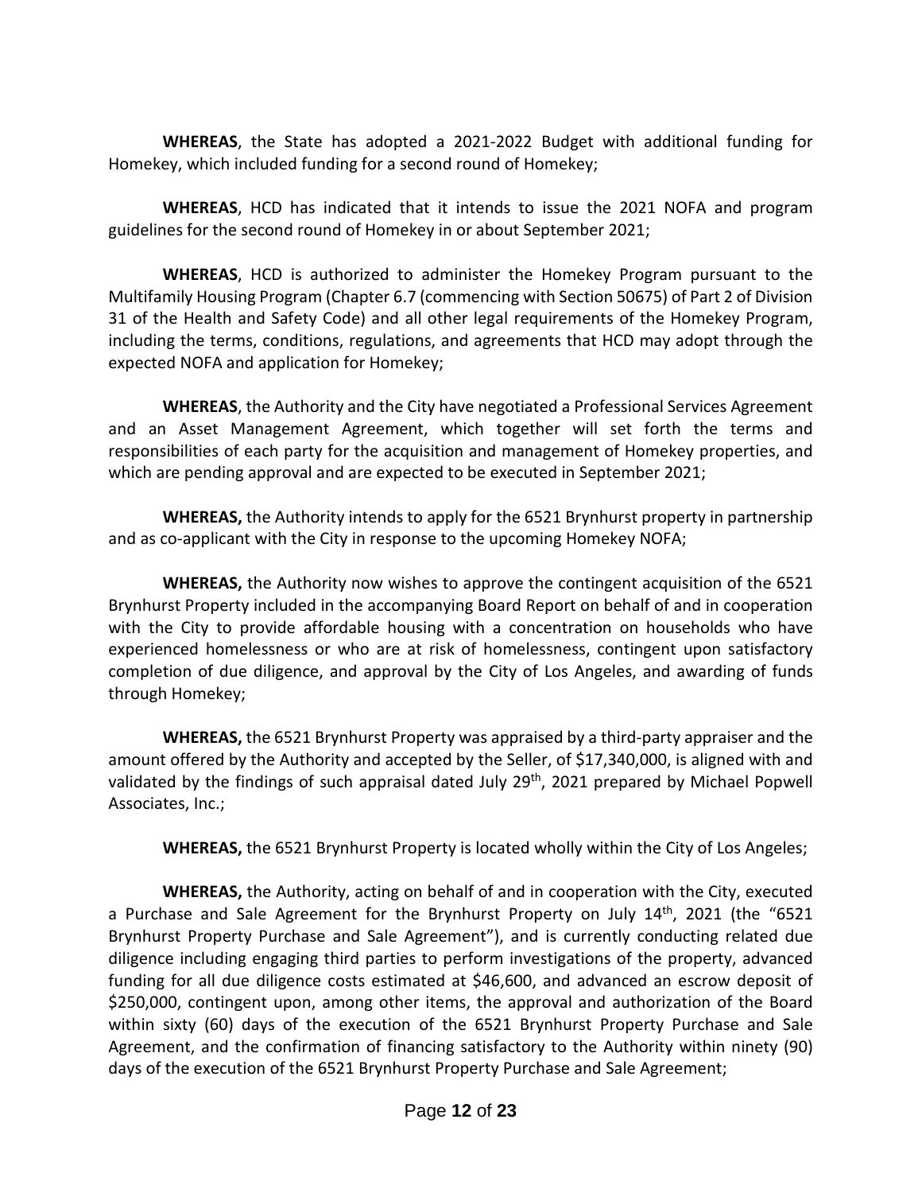**WHEREAS**, the State has adopted a 2021-2022 Budget with additional funding for Homekey, which included funding for a second round of Homekey;

**WHEREAS**, HCD has indicated that it intends to issue the 2021 NOFA and program guidelines for the second round of Homekey in or about September 2021;

**WHEREAS**, HCD is authorized to administer the Homekey Program pursuant to the Multifamily Housing Program (Chapter 6.7 (commencing with Section 50675) of Part 2 of Division 31 of the Health and Safety Code) and all other legal requirements of the Homekey Program, including the terms, conditions, regulations, and agreements that HCD may adopt through the expected NOFA and application for Homekey;

**WHEREAS**, the Authority and the City have negotiated a Professional Services Agreement and an Asset Management Agreement, which together will set forth the terms and responsibilities of each party for the acquisition and management of Homekey properties, and which are pending approval and are expected to be executed in September 2021;

**WHEREAS,** the Authority intends to apply for the 6521 Brynhurst property in partnership and as co-applicant with the City in response to the upcoming Homekey NOFA;

**WHEREAS,** the Authority now wishes to approve the contingent acquisition of the 6521 Brynhurst Property included in the accompanying Board Report on behalf of and in cooperation with the City to provide affordable housing with a concentration on households who have experienced homelessness or who are at risk of homelessness, contingent upon satisfactory completion of due diligence, and approval by the City of Los Angeles, and awarding of funds through Homekey;

**WHEREAS,** the 6521 Brynhurst Property was appraised by a third-party appraiser and the amount offered by the Authority and accepted by the Seller, of $17,340,000, is aligned with and validated by the findings of such appraisal dated July 29th, 2021 prepared by Michael Popwell Associates, Inc.;

**WHEREAS,** the 6521 Brynhurst Property is located wholly within the City of Los Angeles;

**WHEREAS,** the Authority, acting on behalf of and in cooperation with the City, executed a Purchase and Sale Agreement for the Brynhurst Property on July 14th, 2021 (the "6521 Brynhurst Property Purchase and Sale Agreement"), and is currently conducting related due diligence including engaging third parties to perform investigations of the property, advanced funding for all due diligence costs estimated at $46,600, and advanced an escrow deposit of $250,000, contingent upon, among other items, the approval and authorization of the Board within sixty (60) days of the execution of the 6521 Brynhurst Property Purchase and Sale Agreement, and the confirmation of financing satisfactory to the Authority within ninety (90) days of the execution of the 6521 Brynhurst Property Purchase and Sale Agreement;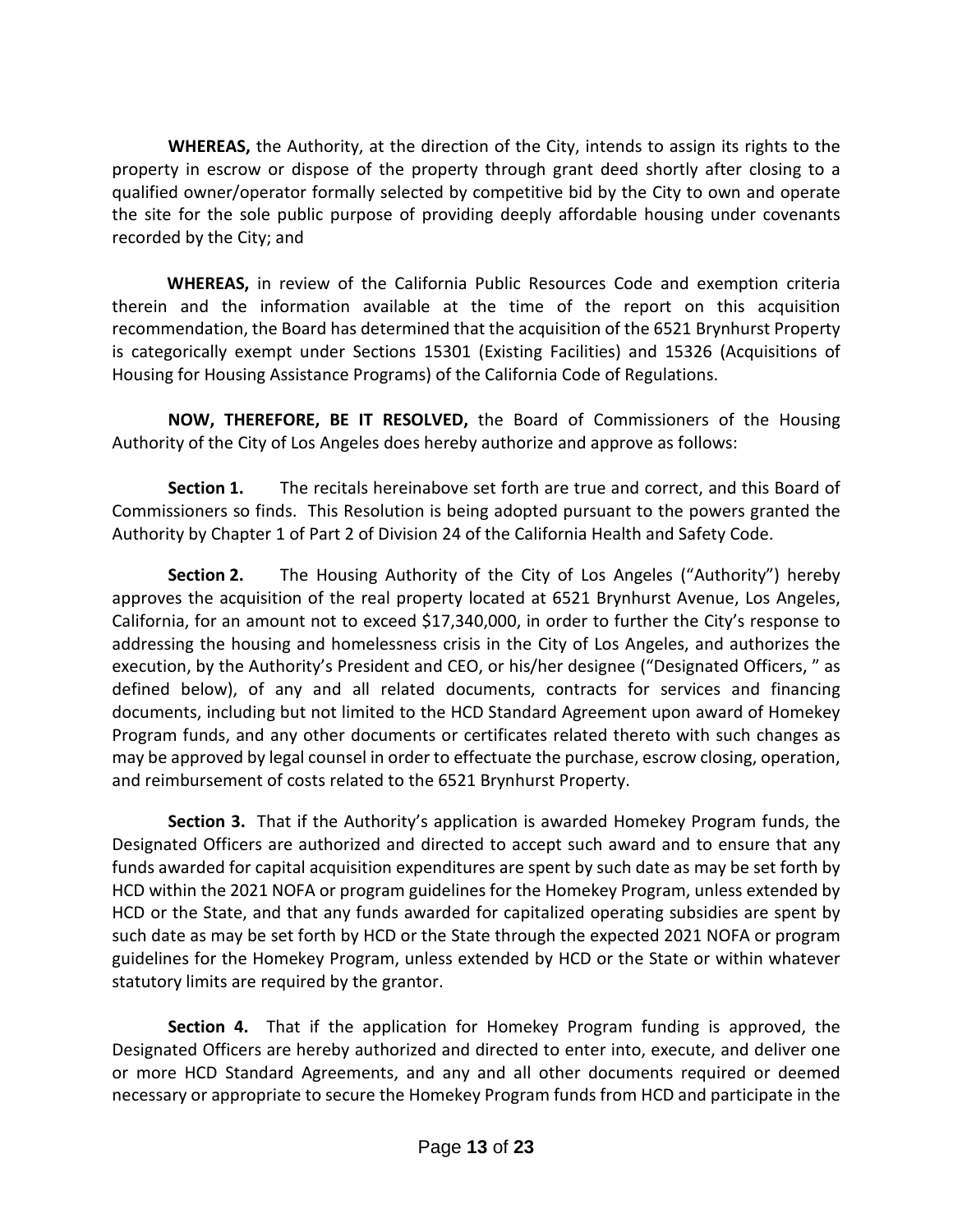**WHEREAS,** the Authority, at the direction of the City, intends to assign its rights to the property in escrow or dispose of the property through grant deed shortly after closing to a qualified owner/operator formally selected by competitive bid by the City to own and operate the site for the sole public purpose of providing deeply affordable housing under covenants recorded by the City; and

**WHEREAS,** in review of the California Public Resources Code and exemption criteria therein and the information available at the time of the report on this acquisition recommendation, the Board has determined that the acquisition of the 6521 Brynhurst Property is categorically exempt under Sections 15301 (Existing Facilities) and 15326 (Acquisitions of Housing for Housing Assistance Programs) of the California Code of Regulations.

**NOW, THEREFORE, BE IT RESOLVED,** the Board of Commissioners of the Housing Authority of the City of Los Angeles does hereby authorize and approve as follows:

**Section 1.** The recitals hereinabove set forth are true and correct, and this Board of Commissioners so finds. This Resolution is being adopted pursuant to the powers granted the Authority by Chapter 1 of Part 2 of Division 24 of the California Health and Safety Code.

**Section 2.** The Housing Authority of the City of Los Angeles ("Authority") hereby approves the acquisition of the real property located at 6521 Brynhurst Avenue, Los Angeles, California, for an amount not to exceed $17,340,000, in order to further the City's response to addressing the housing and homelessness crisis in the City of Los Angeles, and authorizes the execution, by the Authority's President and CEO, or his/her designee ("Designated Officers, " as defined below), of any and all related documents, contracts for services and financing documents, including but not limited to the HCD Standard Agreement upon award of Homekey Program funds, and any other documents or certificates related thereto with such changes as may be approved by legal counsel in order to effectuate the purchase, escrow closing, operation, and reimbursement of costs related to the 6521 Brynhurst Property.

**Section 3.** That if the Authority's application is awarded Homekey Program funds, the Designated Officers are authorized and directed to accept such award and to ensure that any funds awarded for capital acquisition expenditures are spent by such date as may be set forth by HCD within the 2021 NOFA or program guidelines for the Homekey Program, unless extended by HCD or the State, and that any funds awarded for capitalized operating subsidies are spent by such date as may be set forth by HCD or the State through the expected 2021 NOFA or program guidelines for the Homekey Program, unless extended by HCD or the State or within whatever statutory limits are required by the grantor.

**Section 4.** That if the application for Homekey Program funding is approved, the Designated Officers are hereby authorized and directed to enter into, execute, and deliver one or more HCD Standard Agreements, and any and all other documents required or deemed necessary or appropriate to secure the Homekey Program funds from HCD and participate in the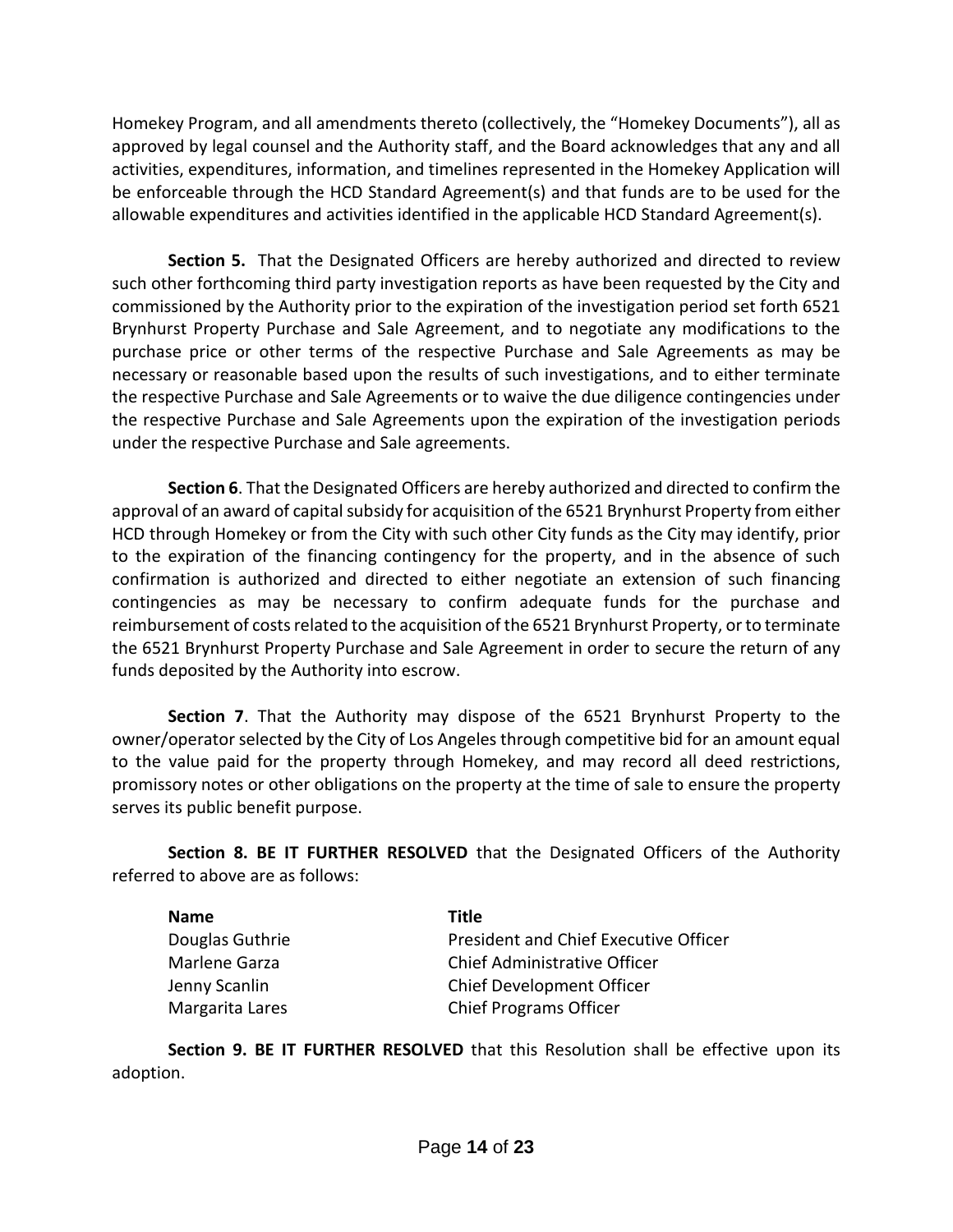Homekey Program, and all amendments thereto (collectively, the "Homekey Documents"), all as approved by legal counsel and the Authority staff, and the Board acknowledges that any and all activities, expenditures, information, and timelines represented in the Homekey Application will be enforceable through the HCD Standard Agreement(s) and that funds are to be used for the allowable expenditures and activities identified in the applicable HCD Standard Agreement(s).

**Section 5.** That the Designated Officers are hereby authorized and directed to review such other forthcoming third party investigation reports as have been requested by the City and commissioned by the Authority prior to the expiration of the investigation period set forth 6521 Brynhurst Property Purchase and Sale Agreement, and to negotiate any modifications to the purchase price or other terms of the respective Purchase and Sale Agreements as may be necessary or reasonable based upon the results of such investigations, and to either terminate the respective Purchase and Sale Agreements or to waive the due diligence contingencies under the respective Purchase and Sale Agreements upon the expiration of the investigation periods under the respective Purchase and Sale agreements.

**Section 6**. That the Designated Officers are hereby authorized and directed to confirm the approval of an award of capital subsidy for acquisition of the 6521 Brynhurst Property from either HCD through Homekey or from the City with such other City funds as the City may identify, prior to the expiration of the financing contingency for the property, and in the absence of such confirmation is authorized and directed to either negotiate an extension of such financing contingencies as may be necessary to confirm adequate funds for the purchase and reimbursement of costs related to the acquisition of the 6521 Brynhurst Property, or to terminate the 6521 Brynhurst Property Purchase and Sale Agreement in order to secure the return of any funds deposited by the Authority into escrow.

**Section 7**. That the Authority may dispose of the 6521 Brynhurst Property to the owner/operator selected by the City of Los Angeles through competitive bid for an amount equal to the value paid for the property through Homekey, and may record all deed restrictions, promissory notes or other obligations on the property at the time of sale to ensure the property serves its public benefit purpose.

**Section 8. BE IT FURTHER RESOLVED** that the Designated Officers of the Authority referred to above are as follows:

| **Name** | **Title** |
|---|---|
| Douglas Guthrie | President and Chief Executive Officer |
| Marlene Garza | Chief Administrative Officer |
| Jenny Scanlin | Chief Development Officer |
| Margarita Lares | Chief Programs Officer |

**Section 9. BE IT FURTHER RESOLVED** that this Resolution shall be effective upon its adoption.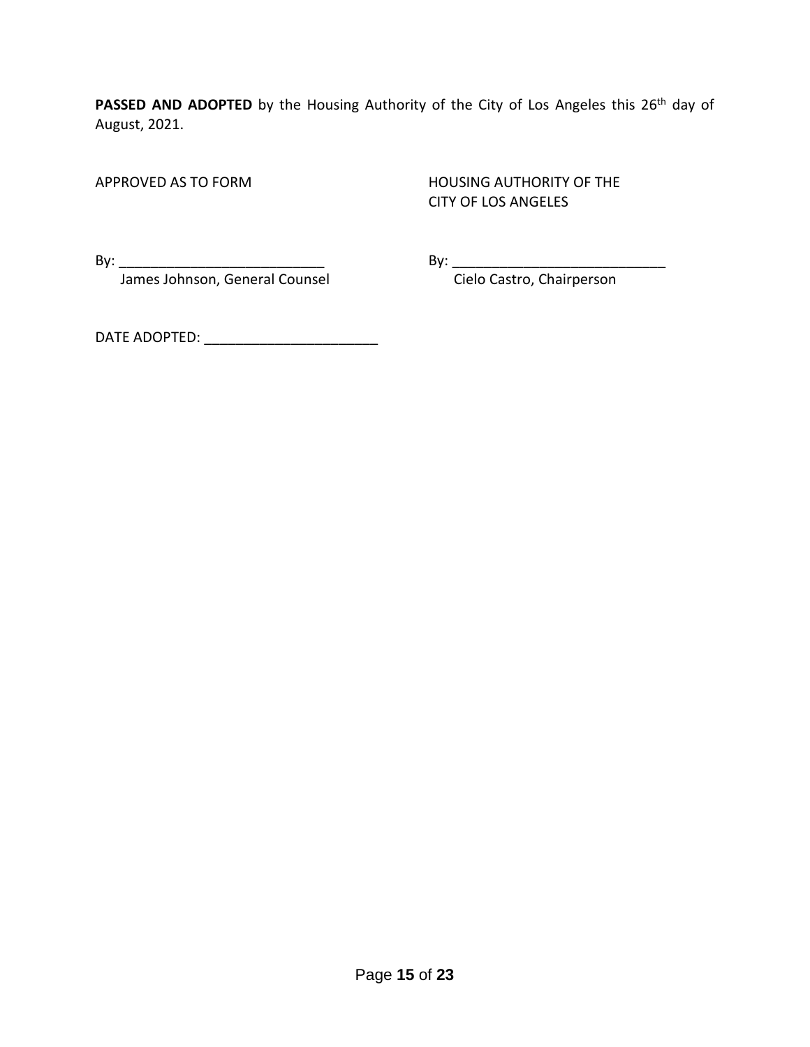**PASSED AND ADOPTED** by the Housing Authority of the City of Los Angeles this 26th day of August, 2021.

| APPROVED AS TO FORM | HOUSING AUTHORITY OF THE CITY OF LOS ANGELES |
| --- | --- |
| By: ___________________________ | By: ____________________________ |
| James Johnson, General Counsel | Cielo Castro, Chairperson |

DATE ADOPTED: ______________________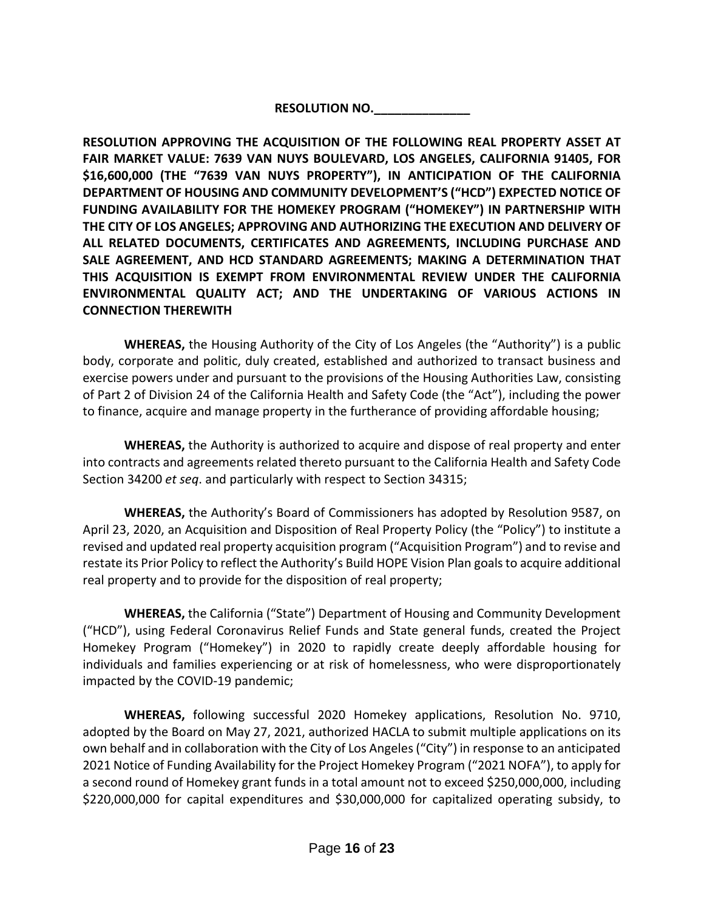**RESOLUTION NO.______________**

**RESOLUTION APPROVING THE ACQUISITION OF THE FOLLOWING REAL PROPERTY ASSET AT FAIR MARKET VALUE: 7639 VAN NUYS BOULEVARD, LOS ANGELES, CALIFORNIA 91405, FOR $16,600,000 (THE "7639 VAN NUYS PROPERTY"), IN ANTICIPATION OF THE CALIFORNIA DEPARTMENT OF HOUSING AND COMMUNITY DEVELOPMENT'S ("HCD") EXPECTED NOTICE OF FUNDING AVAILABILITY FOR THE HOMEKEY PROGRAM ("HOMEKEY") IN PARTNERSHIP WITH THE CITY OF LOS ANGELES; APPROVING AND AUTHORIZING THE EXECUTION AND DELIVERY OF ALL RELATED DOCUMENTS, CERTIFICATES AND AGREEMENTS, INCLUDING PURCHASE AND SALE AGREEMENT, AND HCD STANDARD AGREEMENTS; MAKING A DETERMINATION THAT THIS ACQUISITION IS EXEMPT FROM ENVIRONMENTAL REVIEW UNDER THE CALIFORNIA ENVIRONMENTAL QUALITY ACT; AND THE UNDERTAKING OF VARIOUS ACTIONS IN CONNECTION THEREWITH**

**WHEREAS,** the Housing Authority of the City of Los Angeles (the "Authority") is a public body, corporate and politic, duly created, established and authorized to transact business and exercise powers under and pursuant to the provisions of the Housing Authorities Law, consisting of Part 2 of Division 24 of the California Health and Safety Code (the "Act"), including the power to finance, acquire and manage property in the furtherance of providing affordable housing;

**WHEREAS,** the Authority is authorized to acquire and dispose of real property and enter into contracts and agreements related thereto pursuant to the California Health and Safety Code Section 34200 *et seq*. and particularly with respect to Section 34315;

**WHEREAS,** the Authority's Board of Commissioners has adopted by Resolution 9587, on April 23, 2020, an Acquisition and Disposition of Real Property Policy (the "Policy") to institute a revised and updated real property acquisition program ("Acquisition Program") and to revise and restate its Prior Policy to reflect the Authority's Build HOPE Vision Plan goals to acquire additional real property and to provide for the disposition of real property;

**WHEREAS,** the California ("State") Department of Housing and Community Development ("HCD"), using Federal Coronavirus Relief Funds and State general funds, created the Project Homekey Program ("Homekey") in 2020 to rapidly create deeply affordable housing for individuals and families experiencing or at risk of homelessness, who were disproportionately impacted by the COVID-19 pandemic;

**WHEREAS,** following successful 2020 Homekey applications, Resolution No. 9710, adopted by the Board on May 27, 2021, authorized HACLA to submit multiple applications on its own behalf and in collaboration with the City of Los Angeles ("City") in response to an anticipated 2021 Notice of Funding Availability for the Project Homekey Program ("2021 NOFA"), to apply for a second round of Homekey grant funds in a total amount not to exceed $250,000,000, including $220,000,000 for capital expenditures and $30,000,000 for capitalized operating subsidy, to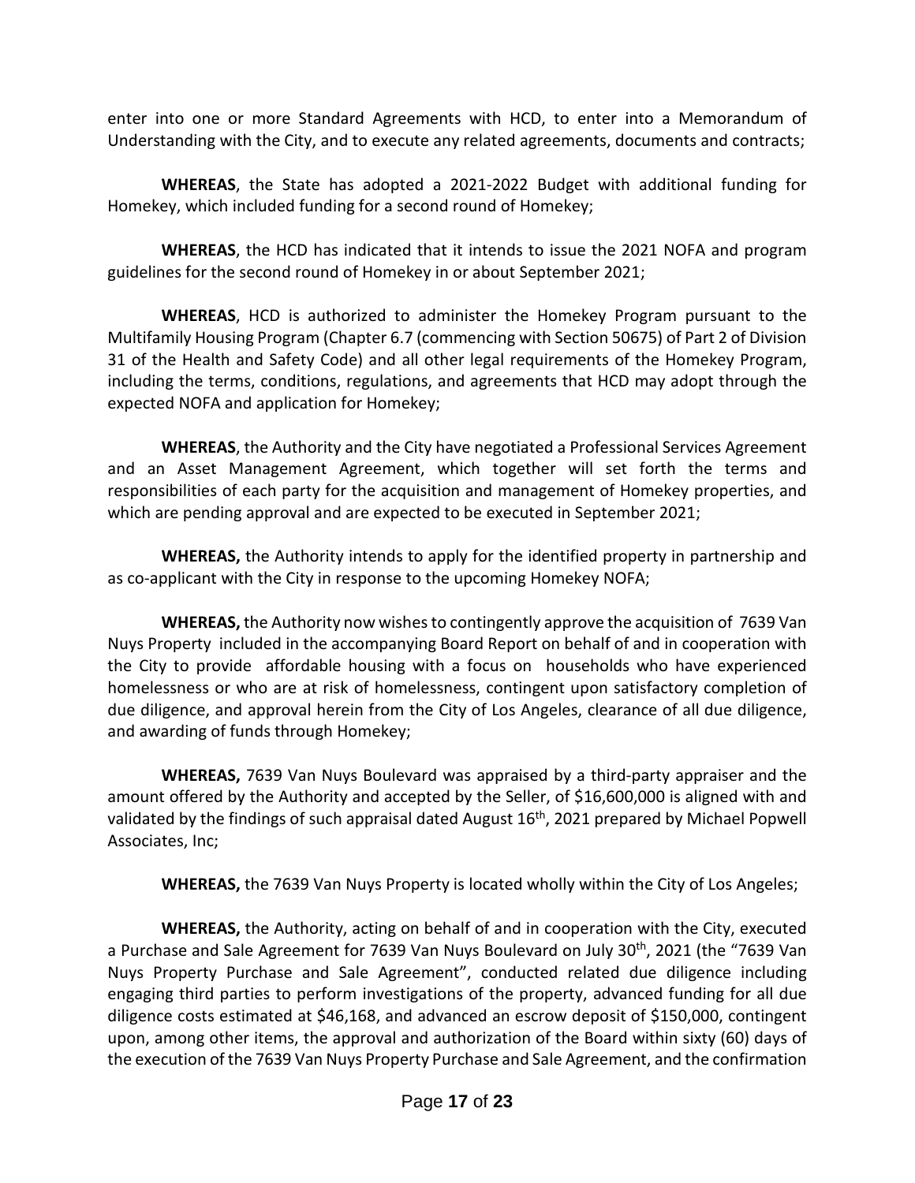enter into one or more Standard Agreements with HCD, to enter into a Memorandum of Understanding with the City, and to execute any related agreements, documents and contracts;

**WHEREAS**, the State has adopted a 2021-2022 Budget with additional funding for Homekey, which included funding for a second round of Homekey;

**WHEREAS**, the HCD has indicated that it intends to issue the 2021 NOFA and program guidelines for the second round of Homekey in or about September 2021;

**WHEREAS**, HCD is authorized to administer the Homekey Program pursuant to the Multifamily Housing Program (Chapter 6.7 (commencing with Section 50675) of Part 2 of Division 31 of the Health and Safety Code) and all other legal requirements of the Homekey Program, including the terms, conditions, regulations, and agreements that HCD may adopt through the expected NOFA and application for Homekey;

**WHEREAS**, the Authority and the City have negotiated a Professional Services Agreement and an Asset Management Agreement, which together will set forth the terms and responsibilities of each party for the acquisition and management of Homekey properties, and which are pending approval and are expected to be executed in September 2021;

**WHEREAS,** the Authority intends to apply for the identified property in partnership and as co-applicant with the City in response to the upcoming Homekey NOFA;

**WHEREAS,** the Authority now wishes to contingently approve the acquisition of 7639 Van Nuys Property included in the accompanying Board Report on behalf of and in cooperation with the City to provide affordable housing with a focus on households who have experienced homelessness or who are at risk of homelessness, contingent upon satisfactory completion of due diligence, and approval herein from the City of Los Angeles, clearance of all due diligence, and awarding of funds through Homekey;

**WHEREAS,** 7639 Van Nuys Boulevard was appraised by a third-party appraiser and the amount offered by the Authority and accepted by the Seller, of $16,600,000 is aligned with and validated by the findings of such appraisal dated August 16th, 2021 prepared by Michael Popwell Associates, Inc;

**WHEREAS,** the 7639 Van Nuys Property is located wholly within the City of Los Angeles;

**WHEREAS,** the Authority, acting on behalf of and in cooperation with the City, executed a Purchase and Sale Agreement for 7639 Van Nuys Boulevard on July 30th, 2021 (the "7639 Van Nuys Property Purchase and Sale Agreement", conducted related due diligence including engaging third parties to perform investigations of the property, advanced funding for all due diligence costs estimated at $46,168, and advanced an escrow deposit of $150,000, contingent upon, among other items, the approval and authorization of the Board within sixty (60) days of the execution of the 7639 Van Nuys Property Purchase and Sale Agreement, and the confirmation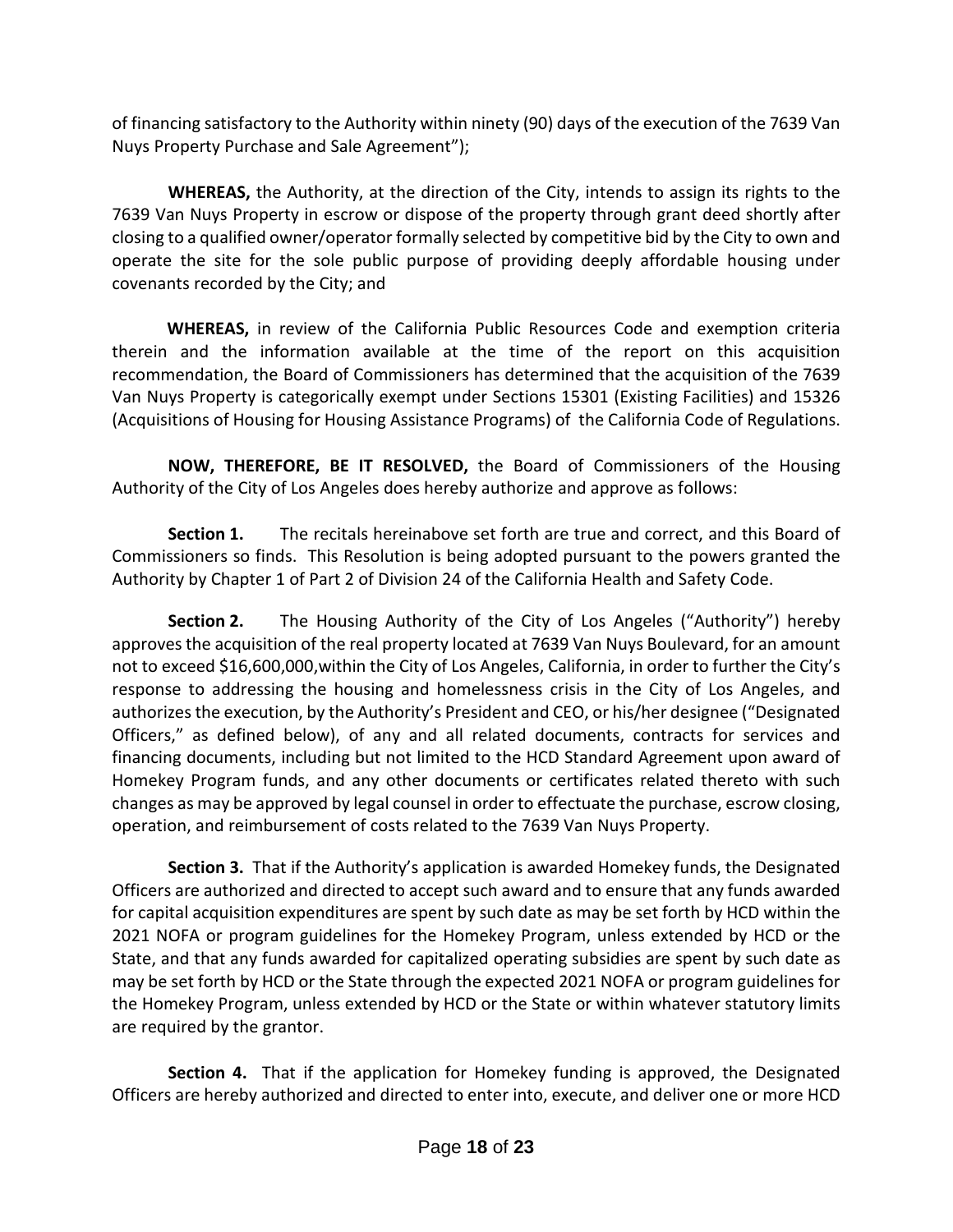of financing satisfactory to the Authority within ninety (90) days of the execution of the 7639 Van Nuys Property Purchase and Sale Agreement");

**WHEREAS,** the Authority, at the direction of the City, intends to assign its rights to the 7639 Van Nuys Property in escrow or dispose of the property through grant deed shortly after closing to a qualified owner/operator formally selected by competitive bid by the City to own and operate the site for the sole public purpose of providing deeply affordable housing under covenants recorded by the City; and

**WHEREAS,** in review of the California Public Resources Code and exemption criteria therein and the information available at the time of the report on this acquisition recommendation, the Board of Commissioners has determined that the acquisition of the 7639 Van Nuys Property is categorically exempt under Sections 15301 (Existing Facilities) and 15326 (Acquisitions of Housing for Housing Assistance Programs) of the California Code of Regulations.

**NOW, THEREFORE, BE IT RESOLVED,** the Board of Commissioners of the Housing Authority of the City of Los Angeles does hereby authorize and approve as follows:

**Section 1.** The recitals hereinabove set forth are true and correct, and this Board of Commissioners so finds. This Resolution is being adopted pursuant to the powers granted the Authority by Chapter 1 of Part 2 of Division 24 of the California Health and Safety Code.

**Section 2.** The Housing Authority of the City of Los Angeles ("Authority") hereby approves the acquisition of the real property located at 7639 Van Nuys Boulevard, for an amount not to exceed $16,600,000,within the City of Los Angeles, California, in order to further the City's response to addressing the housing and homelessness crisis in the City of Los Angeles, and authorizes the execution, by the Authority's President and CEO, or his/her designee ("Designated Officers," as defined below), of any and all related documents, contracts for services and financing documents, including but not limited to the HCD Standard Agreement upon award of Homekey Program funds, and any other documents or certificates related thereto with such changes as may be approved by legal counsel in order to effectuate the purchase, escrow closing, operation, and reimbursement of costs related to the 7639 Van Nuys Property.

**Section 3.** That if the Authority's application is awarded Homekey funds, the Designated Officers are authorized and directed to accept such award and to ensure that any funds awarded for capital acquisition expenditures are spent by such date as may be set forth by HCD within the 2021 NOFA or program guidelines for the Homekey Program, unless extended by HCD or the State, and that any funds awarded for capitalized operating subsidies are spent by such date as may be set forth by HCD or the State through the expected 2021 NOFA or program guidelines for the Homekey Program, unless extended by HCD or the State or within whatever statutory limits are required by the grantor.

**Section 4.** That if the application for Homekey funding is approved, the Designated Officers are hereby authorized and directed to enter into, execute, and deliver one or more HCD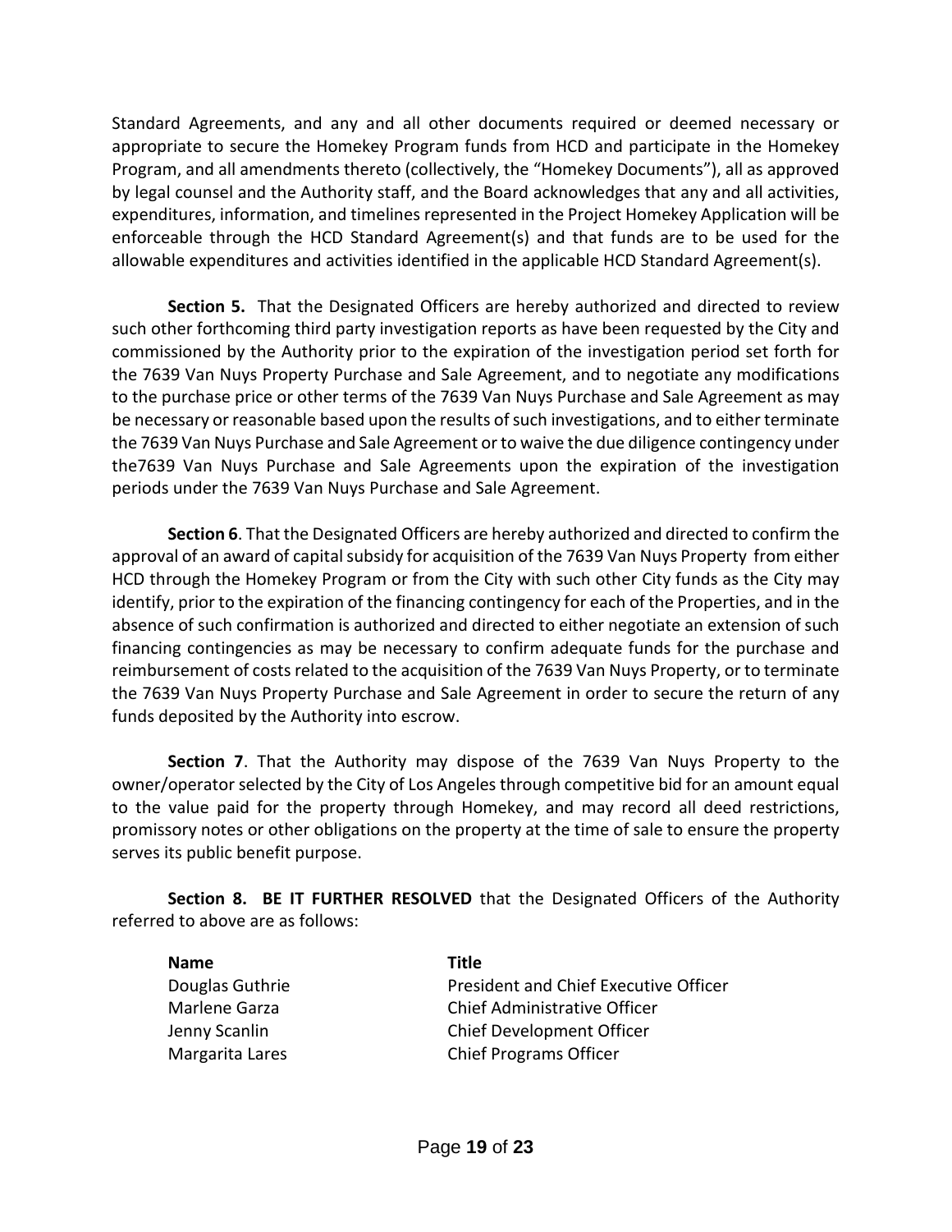Standard Agreements, and any and all other documents required or deemed necessary or appropriate to secure the Homekey Program funds from HCD and participate in the Homekey Program, and all amendments thereto (collectively, the "Homekey Documents"), all as approved by legal counsel and the Authority staff, and the Board acknowledges that any and all activities, expenditures, information, and timelines represented in the Project Homekey Application will be enforceable through the HCD Standard Agreement(s) and that funds are to be used for the allowable expenditures and activities identified in the applicable HCD Standard Agreement(s).

**Section 5.** That the Designated Officers are hereby authorized and directed to review such other forthcoming third party investigation reports as have been requested by the City and commissioned by the Authority prior to the expiration of the investigation period set forth for the 7639 Van Nuys Property Purchase and Sale Agreement, and to negotiate any modifications to the purchase price or other terms of the 7639 Van Nuys Purchase and Sale Agreement as may be necessary or reasonable based upon the results of such investigations, and to either terminate the 7639 Van Nuys Purchase and Sale Agreement or to waive the due diligence contingency under the7639 Van Nuys Purchase and Sale Agreements upon the expiration of the investigation periods under the 7639 Van Nuys Purchase and Sale Agreement.

**Section 6**. That the Designated Officers are hereby authorized and directed to confirm the approval of an award of capital subsidy for acquisition of the 7639 Van Nuys Property from either HCD through the Homekey Program or from the City with such other City funds as the City may identify, prior to the expiration of the financing contingency for each of the Properties, and in the absence of such confirmation is authorized and directed to either negotiate an extension of such financing contingencies as may be necessary to confirm adequate funds for the purchase and reimbursement of costs related to the acquisition of the 7639 Van Nuys Property, or to terminate the 7639 Van Nuys Property Purchase and Sale Agreement in order to secure the return of any funds deposited by the Authority into escrow.

**Section 7**. That the Authority may dispose of the 7639 Van Nuys Property to the owner/operator selected by the City of Los Angeles through competitive bid for an amount equal to the value paid for the property through Homekey, and may record all deed restrictions, promissory notes or other obligations on the property at the time of sale to ensure the property serves its public benefit purpose.

**Section 8. BE IT FURTHER RESOLVED** that the Designated Officers of the Authority referred to above are as follows:

| **Name** | **Title** |
|---|---|
| Douglas Guthrie | President and Chief Executive Officer |
| Marlene Garza | Chief Administrative Officer |
| Jenny Scanlin | Chief Development Officer |
| Margarita Lares | Chief Programs Officer |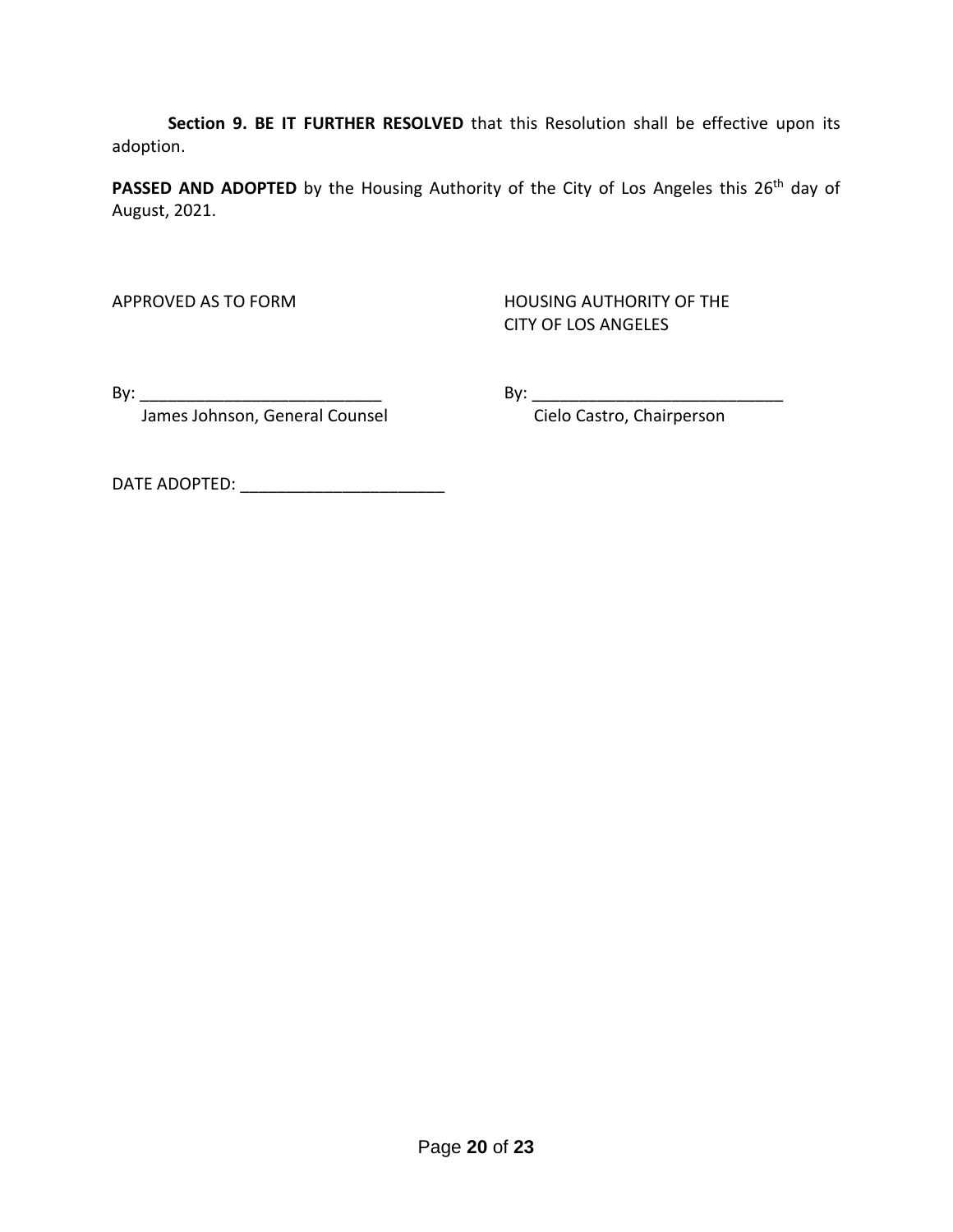**Section 9. BE IT FURTHER RESOLVED** that this Resolution shall be effective upon its adoption.

**PASSED AND ADOPTED** by the Housing Authority of the City of Los Angeles this 26th day of August, 2021.

APPROVED AS TO FORM

By: ___________________________

James Johnson, General Counsel

HOUSING AUTHORITY OF THE CITY OF LOS ANGELES

By: ___________________________

Cielo Castro, Chairperson

DATE ADOPTED: ______________________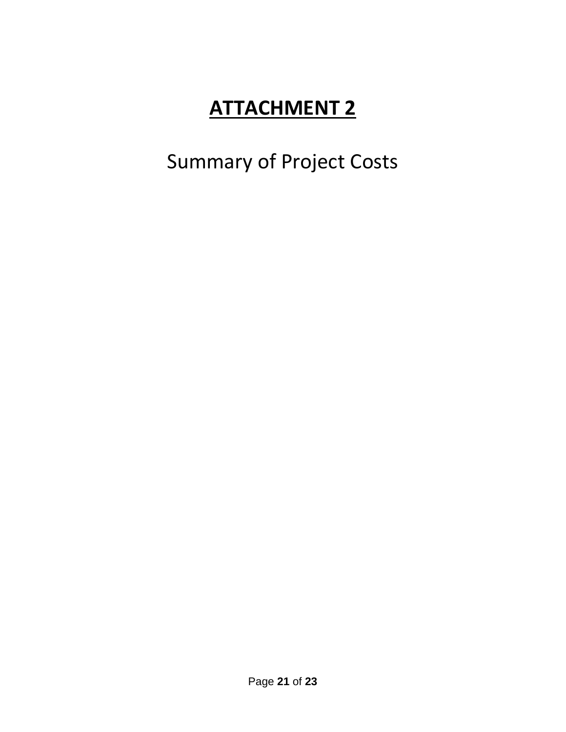# ATTACHMENT 2

Summary of Project Costs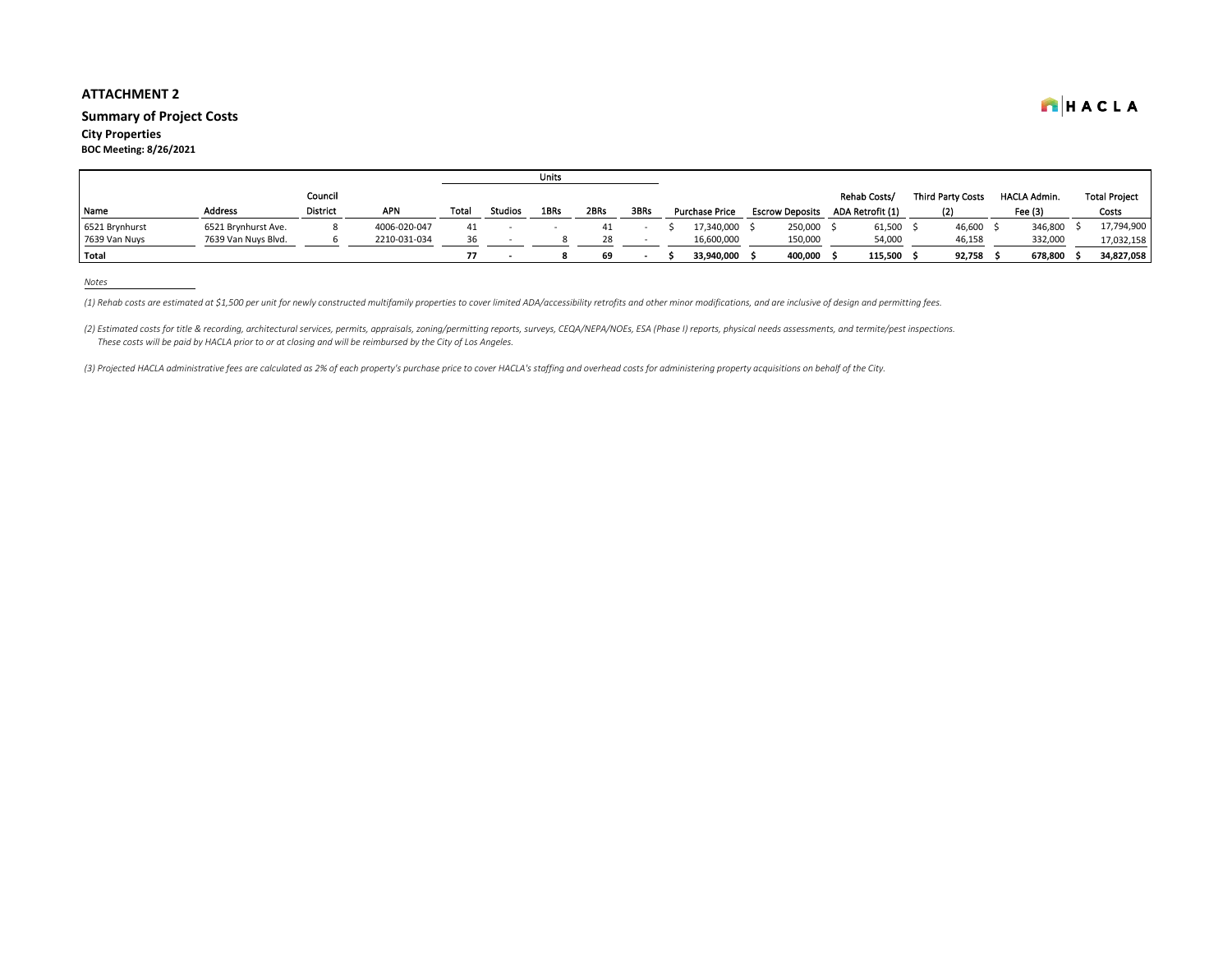## ATTACHMENT 2

### Summary of Project Costs

**City Properties**

**BOC Meeting: 8/26/2021**

HACLA

| Name | Address | Council District | APN | Units: Total | Studios | 1BRs | 2BRs | 3BRs | Purchase Price | Escrow Deposits | Rehab Costs/ ADA Retrofit (1) | Third Party Costs (2) | HACLA Admin. Fee (3) | Total Project Costs |
|---|---|---|---|---|---|---|---|---|---|---|---|---|---|---|
| 6521 Brynhurst | 6521 Brynhurst Ave. | 8 | 4006-020-047 | 41 | - | - | 41 | - | $ 17,340,000 | $ 250,000 | $ 61,500 | $ 46,600 | $ 346,800 | $ 17,794,900 |
| 7639 Van Nuys | 7639 Van Nuys Blvd. | 6 | 2210-031-034 | 36 | - | 8 | 28 | - | 16,600,000 | 150,000 | 54,000 | 46,158 | 332,000 | 17,032,158 |
| **Total** | | | | **77** | **-** | **8** | **69** | **-** | **$ 33,940,000** | **$ 400,000** | **$ 115,500** | **$ 92,758** | **$ 678,800** | **$ 34,827,058** |

*Notes*

*(1) Rehab costs are estimated at $1,500 per unit for newly constructed multifamily properties to cover limited ADA/accessibility retrofits and other minor modifications, and are inclusive of design and permitting fees.*

*(2) Estimated costs for title & recording, architectural services, permits, appraisals, zoning/permitting reports, surveys, CEQA/NEPA/NOEs, ESA (Phase I) reports, physical needs assessments, and termite/pest inspections. These costs will be paid by HACLA prior to or at closing and will be reimbursed by the City of Los Angeles.*

*(3) Projected HACLA administrative fees are calculated as 2% of each property's purchase price to cover HACLA's staffing and overhead costs for administering property acquisitions on behalf of the City.*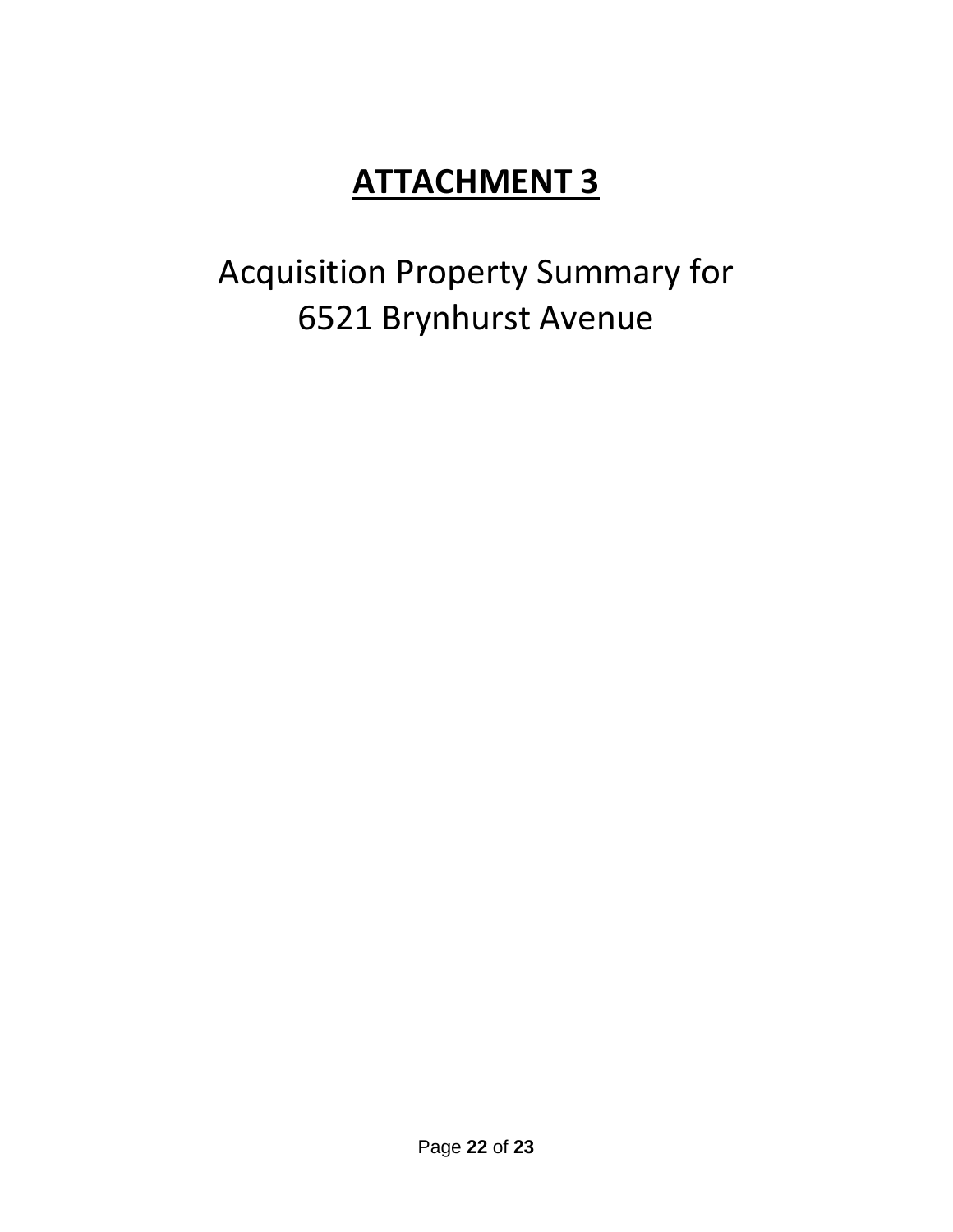# <u>ATTACHMENT 3</u>

Acquisition Property Summary for
6521 Brynhurst Avenue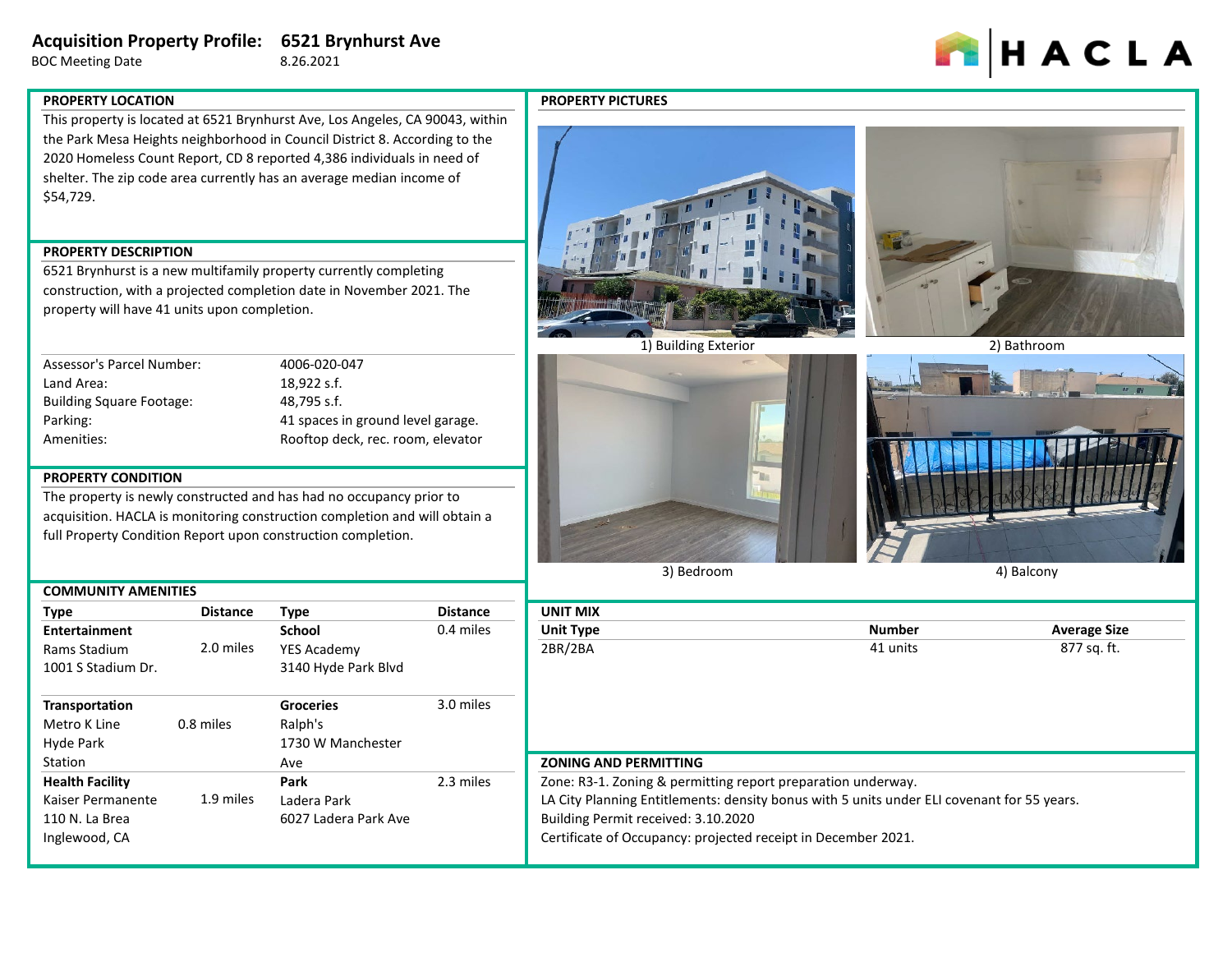# Acquisition Property Profile: 6521 Brynhurst Ave

BOC Meeting Date 8.26.2021

HACLA

## PROPERTY LOCATION

This property is located at 6521 Brynhurst Ave, Los Angeles, CA 90043, within the Park Mesa Heights neighborhood in Council District 8. According to the 2020 Homeless Count Report, CD 8 reported 4,386 individuals in need of shelter. The zip code area currently has an average median income of $54,729.

## PROPERTY DESCRIPTION

6521 Brynhurst is a new multifamily property currently completing construction, with a projected completion date in November 2021. The property will have 41 units upon completion.

| | |
|---|---|
| Assessor's Parcel Number: | 4006-020-047 |
| Land Area: | 18,922 s.f. |
| Building Square Footage: | 48,795 s.f. |
| Parking: | 41 spaces in ground level garage. |
| Amenities: | Rooftop deck, rec. room, elevator |

## PROPERTY CONDITION

The property is newly constructed and has had no occupancy prior to acquisition. HACLA is monitoring construction completion and will obtain a full Property Condition Report upon construction completion.

## COMMUNITY AMENITIES

| Type | Distance | Type | Distance |
|---|---|---|---|
| **Entertainment**<br>Rams Stadium<br>1001 S Stadium Dr. | 2.0 miles | **School**<br>YES Academy<br>3140 Hyde Park Blvd | 0.4 miles |
| **Transportation**<br>Metro K Line<br>Hyde Park Station | 0.8 miles | **Groceries**<br>Ralph's<br>1730 W Manchester Ave | 3.0 miles |
| **Health Facility**<br>Kaiser Permanente<br>110 N. La Brea<br>Inglewood, CA | 1.9 miles | **Park**<br>Ladera Park<br>6027 Ladera Park Ave | 2.3 miles |

## PROPERTY PICTURES

1) Building Exterior

2) Bathroom

3) Bedroom

4) Balcony

## UNIT MIX

| Unit Type | Number | Average Size |
|---|---|---|
| 2BR/2BA | 41 units | 877 sq. ft. |

## ZONING AND PERMITTING

Zone: R3-1. Zoning & permitting report preparation underway.

LA City Planning Entitlements: density bonus with 5 units under ELI covenant for 55 years.

Building Permit received: 3.10.2020

Certificate of Occupancy: projected receipt in December 2021.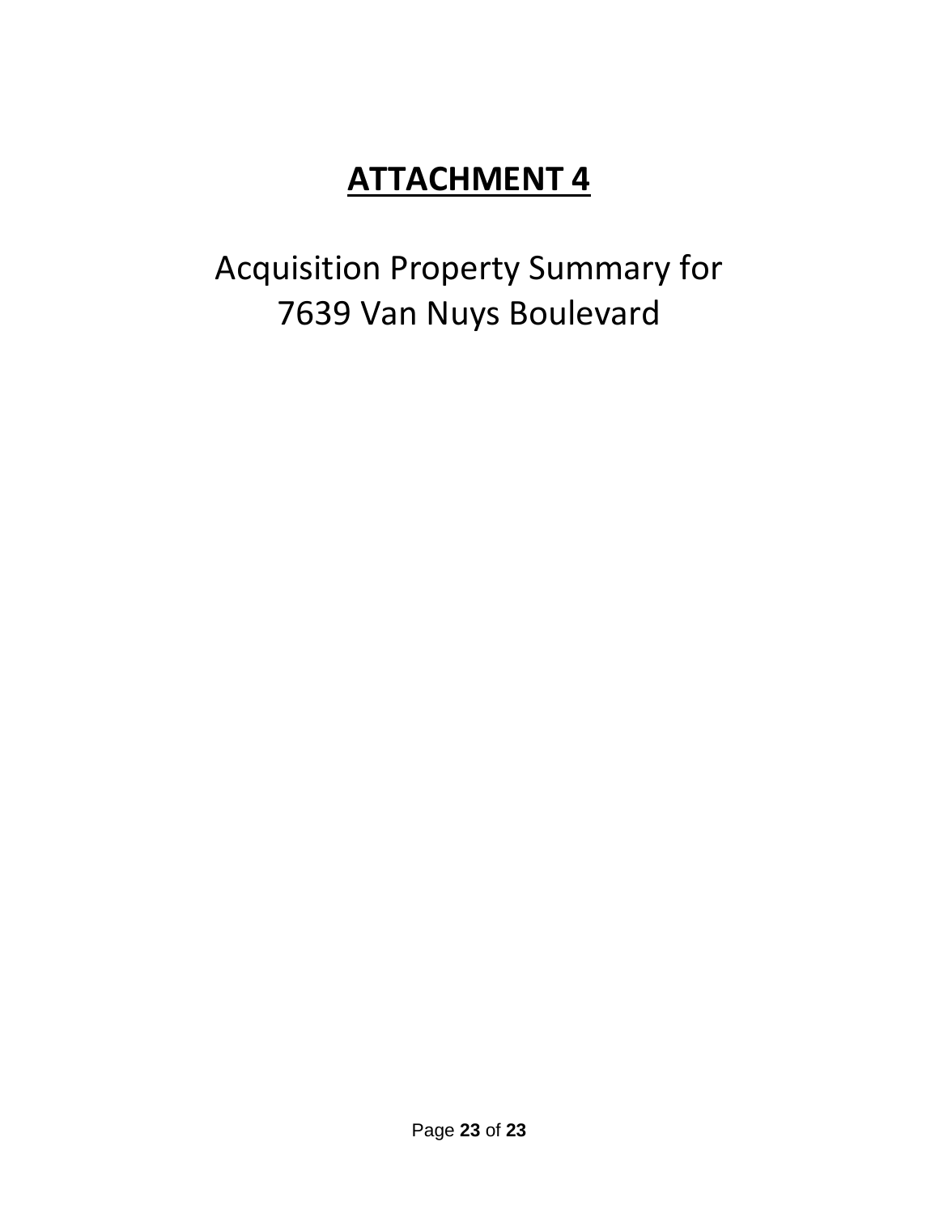# ATTACHMENT 4

Acquisition Property Summary for
7639 Van Nuys Boulevard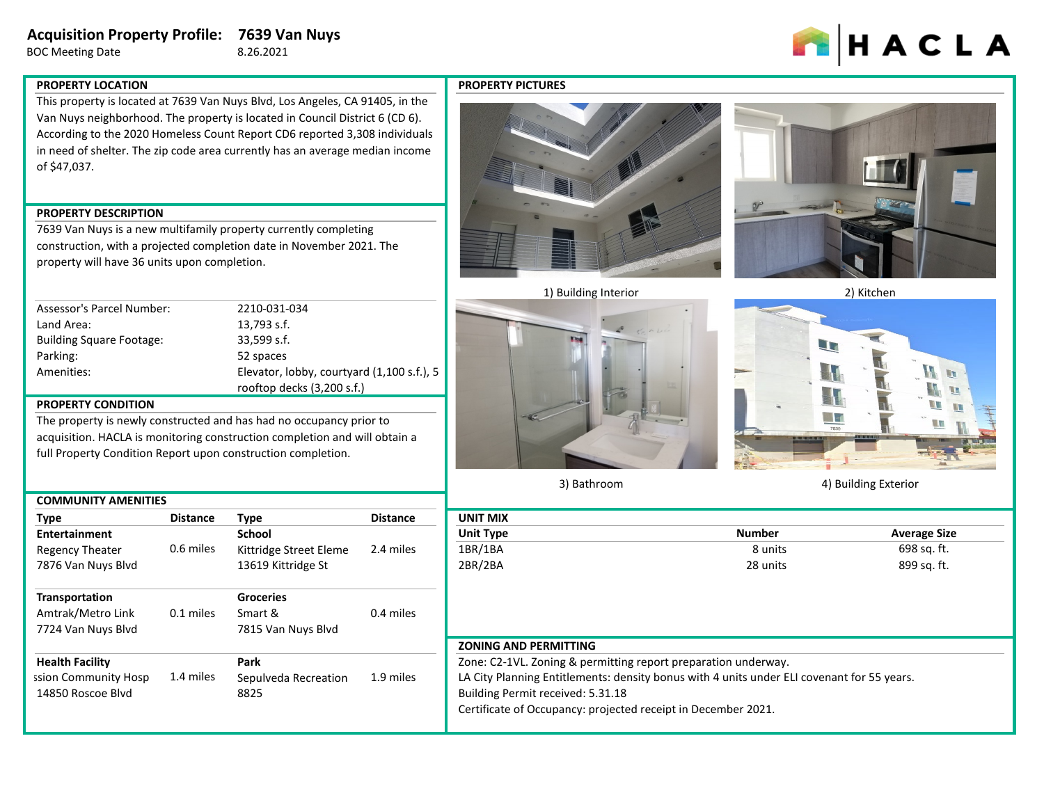# Acquisition Property Profile: 7639 Van Nuys

BOC Meeting Date 8.26.2021

HACLA

## PROPERTY LOCATION

This property is located at 7639 Van Nuys Blvd, Los Angeles, CA 91405, in the Van Nuys neighborhood. The property is located in Council District 6 (CD 6). According to the 2020 Homeless Count Report CD6 reported 3,308 individuals in need of shelter. The zip code area currently has an average median income of $47,037.

## PROPERTY DESCRIPTION

7639 Van Nuys is a new multifamily property currently completing construction, with a projected completion date in November 2021. The property will have 36 units upon completion.

| | |
|---|---|
| Assessor's Parcel Number: | 2210-031-034 |
| Land Area: | 13,793 s.f. |
| Building Square Footage: | 33,599 s.f. |
| Parking: | 52 spaces |
| Amenities: | Elevator, lobby, courtyard (1,100 s.f.), 5 rooftop decks (3,200 s.f.) |

## PROPERTY CONDITION

The property is newly constructed and has had no occupancy prior to acquisition. HACLA is monitoring construction completion and will obtain a full Property Condition Report upon construction completion.

## COMMUNITY AMENITIES

| Type | Distance | Type | Distance |
|---|---|---|---|
| **Entertainment** | | **School** | |
| Regency Theater 7876 Van Nuys Blvd | 0.6 miles | Kittridge Street Eleme 13619 Kittridge St | 2.4 miles |
| **Transportation** | | **Groceries** | |
| Amtrak/Metro Link 7724 Van Nuys Blvd | 0.1 miles | Smart & 7815 Van Nuys Blvd | 0.4 miles |
| **Health Facility** | | **Park** | |
| ssion Community Hosp 14850 Roscoe Blvd | 1.4 miles | Sepulveda Recreation 8825 | 1.9 miles |

## PROPERTY PICTURES

1) Building Interior

2) Kitchen

3) Bathroom

4) Building Exterior

## UNIT MIX

| Unit Type | Number | Average Size |
|---|---|---|
| 1BR/1BA | 8 units | 698 sq. ft. |
| 2BR/2BA | 28 units | 899 sq. ft. |

## ZONING AND PERMITTING

Zone: C2-1VL. Zoning & permitting report preparation underway.

LA City Planning Entitlements: density bonus with 4 units under ELI covenant for 55 years.

Building Permit received: 5.31.18

Certificate of Occupancy: projected receipt in December 2021.